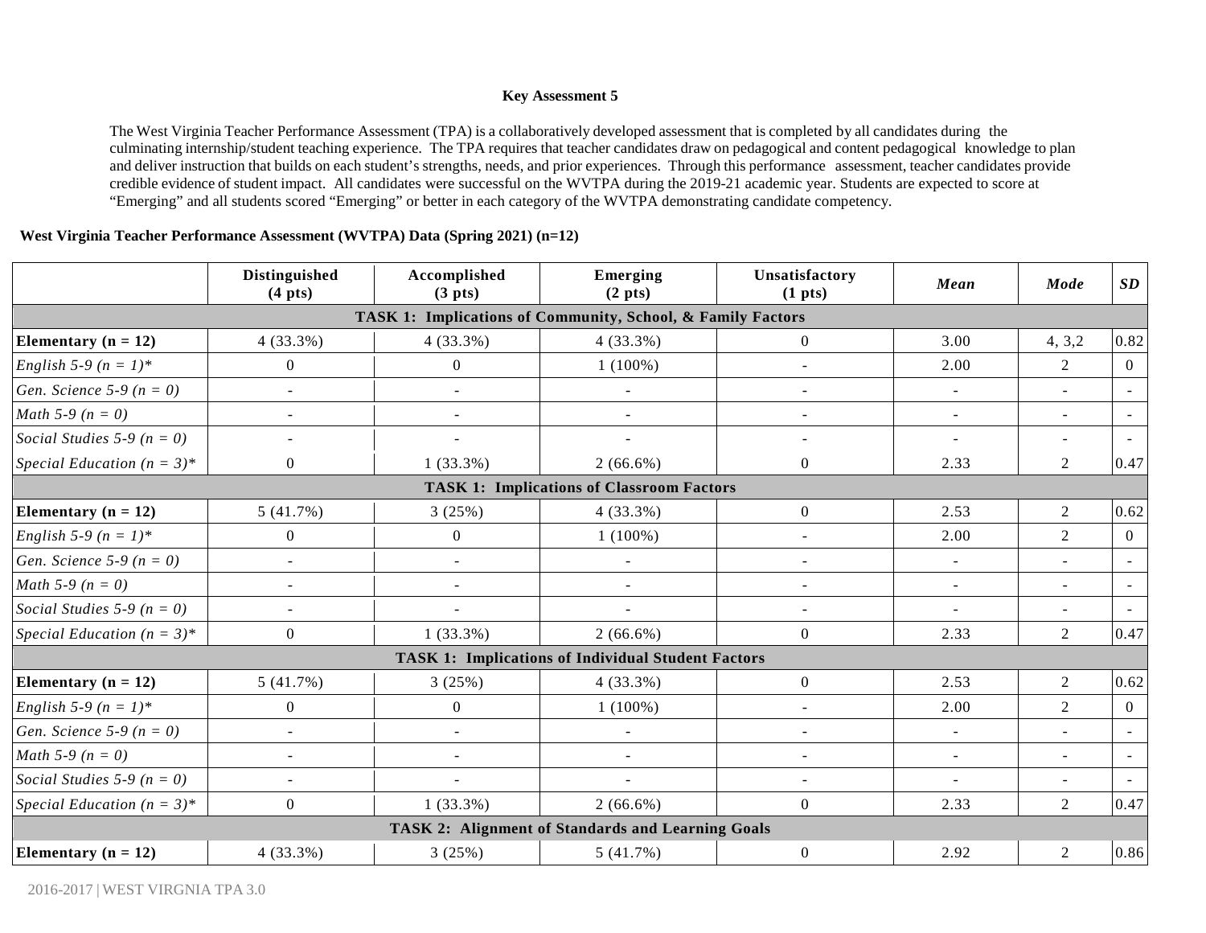**Key Assessment 5**

The West Virginia Teacher Performance Assessment (TPA) is a collaboratively developed assessment that is completed by all candidates during the culminating internship/student teaching experience. The TPA requires that teacher candidates draw on pedagogical and content pedagogical knowledge to plan and deliver instruction that builds on each student's strengths, needs, and prior experiences. Through this performance assessment, teacher candidates provide credible evidence of student impact. All candidates were successful on the WVTPA during the 2019-21 academic year. Students are expected to score at "Emerging" and all students scored "Emerging" or better in each category of the WVTPA demonstrating candidate competency.

**West Virginia Teacher Performance Assessment (WVTPA) Data (Spring 2021) (n=12)**

| | Distinguished (4 pts) | Accomplished (3 pts) | Emerging (2 pts) | Unsatisfactory (1 pts) | *Mean* | *Mode* | *SD* |
|---|---|---|---|---|---|---|---|
| **TASK 1: Implications of Community, School, & Family Factors** | | | | | | | |
| **Elementary (n = 12)** | 4 (33.3%) | 4 (33.3%) | 4 (33.3%) | 0 | 3.00 | 4, 3,2 | 0.82 |
| *English 5-9 (n = 1)** | 0 | 0 | 1 (100%) | - | 2.00 | 2 | 0 |
| *Gen. Science 5-9 (n = 0)* | - | - | - | - | - | - | - |
| *Math 5-9 (n = 0)* | - | - | - | - | - | - | - |
| *Social Studies 5-9 (n = 0)* | - | - | - | - | - | - | - |
| *Special Education (n = 3)** | 0 | 1 (33.3%) | 2 (66.6%) | 0 | 2.33 | 2 | 0.47 |
| **TASK 1: Implications of Classroom Factors** | | | | | | | |
| **Elementary (n = 12)** | 5 (41.7%) | 3 (25%) | 4 (33.3%) | 0 | 2.53 | 2 | 0.62 |
| *English 5-9 (n = 1)** | 0 | 0 | 1 (100%) | - | 2.00 | 2 | 0 |
| *Gen. Science 5-9 (n = 0)* | - | - | - | - | - | - | - |
| *Math 5-9 (n = 0)* | - | - | - | - | - | - | - |
| *Social Studies 5-9 (n = 0)* | - | - | - | - | - | - | - |
| *Special Education (n = 3)** | 0 | 1 (33.3%) | 2 (66.6%) | 0 | 2.33 | 2 | 0.47 |
| **TASK 1: Implications of Individual Student Factors** | | | | | | | |
| **Elementary (n = 12)** | 5 (41.7%) | 3 (25%) | 4 (33.3%) | 0 | 2.53 | 2 | 0.62 |
| *English 5-9 (n = 1)** | 0 | 0 | 1 (100%) | - | 2.00 | 2 | 0 |
| *Gen. Science 5-9 (n = 0)* | - | - | - | - | - | - | - |
| *Math 5-9 (n = 0)* | - | - | - | - | - | - | - |
| *Social Studies 5-9 (n = 0)* | - | - | - | - | - | - | - |
| *Special Education (n = 3)** | 0 | 1 (33.3%) | 2 (66.6%) | 0 | 2.33 | 2 | 0.47 |
| **TASK 2: Alignment of Standards and Learning Goals** | | | | | | | |
| **Elementary (n = 12)** | 4 (33.3%) | 3 (25%) | 5 (41.7%) | 0 | 2.92 | 2 | 0.86 |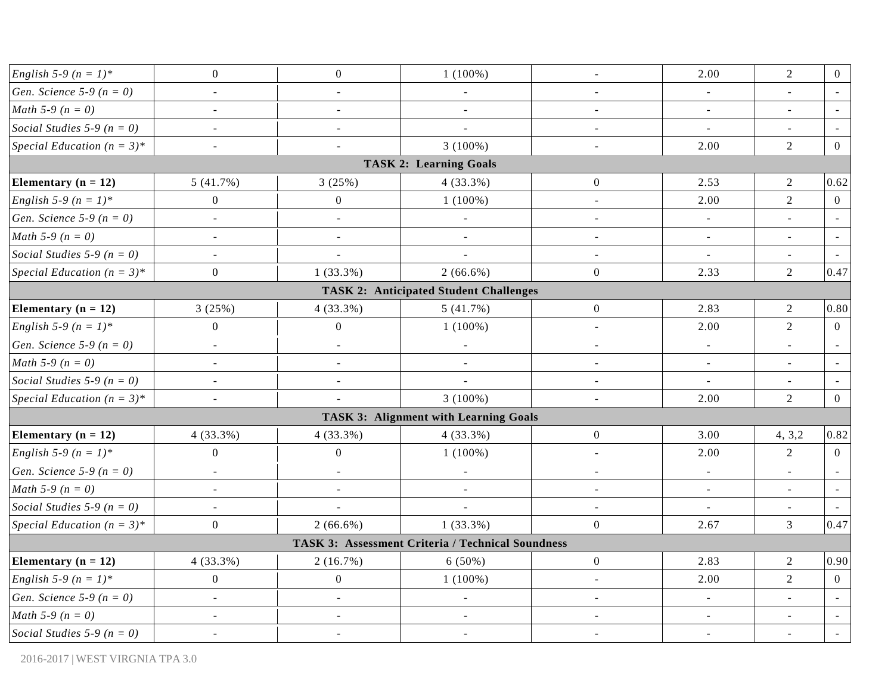| | | | | | | | |
|---|---|---|---|---|---|---|---|
| *English 5-9 (n = 1)** | 0 | 0 | 1 (100%) | - | 2.00 | 2 | 0 |
| *Gen. Science 5-9 (n = 0)* | - | - | - | - | - | - | - |
| *Math 5-9 (n = 0)* | - | - | - | - | - | - | - |
| *Social Studies 5-9 (n = 0)* | - | - | - | - | - | - | - |
| *Special Education (n = 3)** | - | - | 3 (100%) | - | 2.00 | 2 | 0 |
| **TASK 2: Learning Goals** | | | | | | | |
| **Elementary (n = 12)** | 5 (41.7%) | 3 (25%) | 4 (33.3%) | 0 | 2.53 | 2 | 0.62 |
| *English 5-9 (n = 1)** | 0 | 0 | 1 (100%) | - | 2.00 | 2 | 0 |
| *Gen. Science 5-9 (n = 0)* | - | - | - | - | - | - | - |
| *Math 5-9 (n = 0)* | - | - | - | - | - | - | - |
| *Social Studies 5-9 (n = 0)* | - | - | - | - | - | - | - |
| *Special Education (n = 3)** | 0 | 1 (33.3%) | 2 (66.6%) | 0 | 2.33 | 2 | 0.47 |
| **TASK 2: Anticipated Student Challenges** | | | | | | | |
| **Elementary (n = 12)** | 3 (25%) | 4 (33.3%) | 5 (41.7%) | 0 | 2.83 | 2 | 0.80 |
| *English 5-9 (n = 1)** | 0 | 0 | 1 (100%) | - | 2.00 | 2 | 0 |
| *Gen. Science 5-9 (n = 0)* | - | - | - | - | - | - | - |
| *Math 5-9 (n = 0)* | - | - | - | - | - | - | - |
| *Social Studies 5-9 (n = 0)* | - | - | - | - | - | - | - |
| *Special Education (n = 3)** | - | - | 3 (100%) | - | 2.00 | 2 | 0 |
| **TASK 3: Alignment with Learning Goals** | | | | | | | |
| **Elementary (n = 12)** | 4 (33.3%) | 4 (33.3%) | 4 (33.3%) | 0 | 3.00 | 4, 3,2 | 0.82 |
| *English 5-9 (n = 1)** | 0 | 0 | 1 (100%) | - | 2.00 | 2 | 0 |
| *Gen. Science 5-9 (n = 0)* | - | - | - | - | - | - | - |
| *Math 5-9 (n = 0)* | - | - | - | - | - | - | - |
| *Social Studies 5-9 (n = 0)* | - | - | - | - | - | - | - |
| *Special Education (n = 3)** | 0 | 2 (66.6%) | 1 (33.3%) | 0 | 2.67 | 3 | 0.47 |
| **TASK 3: Assessment Criteria / Technical Soundness** | | | | | | | |
| **Elementary (n = 12)** | 4 (33.3%) | 2 (16.7%) | 6 (50%) | 0 | 2.83 | 2 | 0.90 |
| *English 5-9 (n = 1)** | 0 | 0 | 1 (100%) | - | 2.00 | 2 | 0 |
| *Gen. Science 5-9 (n = 0)* | - | - | - | - | - | - | - |
| *Math 5-9 (n = 0)* | - | - | - | - | - | - | - |
| *Social Studies 5-9 (n = 0)* | - | - | - | - | - | - | - |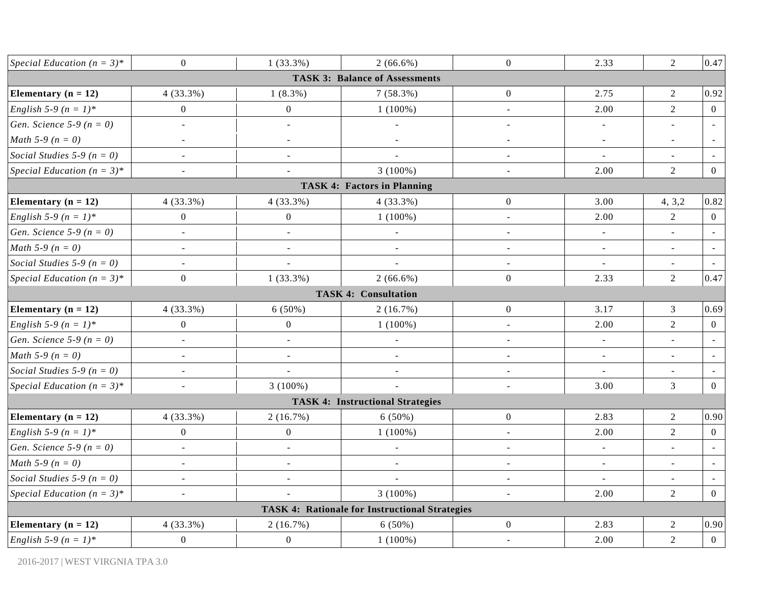| | | | | | | | |
|---|---|---|---|---|---|---|---|
| *Special Education (n = 3)** | 0 | 1 (33.3%) | 2 (66.6%) | 0 | 2.33 | 2 | 0.47 |
| **TASK 3: Balance of Assessments** | | | | | | | |
| **Elementary (n = 12)** | 4 (33.3%) | 1 (8.3%) | 7 (58.3%) | 0 | 2.75 | 2 | 0.92 |
| *English 5-9 (n = 1)** | 0 | 0 | 1 (100%) | - | 2.00 | 2 | 0 |
| *Gen. Science 5-9 (n = 0)* | - | - | - | - | - | - | - |
| *Math 5-9 (n = 0)* | - | - | - | - | - | - | - |
| *Social Studies 5-9 (n = 0)* | - | - | - | - | - | - | - |
| *Special Education (n = 3)** | - | - | 3 (100%) | - | 2.00 | 2 | 0 |
| **TASK 4: Factors in Planning** | | | | | | | |
| **Elementary (n = 12)** | 4 (33.3%) | 4 (33.3%) | 4 (33.3%) | 0 | 3.00 | 4, 3,2 | 0.82 |
| *English 5-9 (n = 1)** | 0 | 0 | 1 (100%) | - | 2.00 | 2 | 0 |
| *Gen. Science 5-9 (n = 0)* | - | - | - | - | - | - | - |
| *Math 5-9 (n = 0)* | - | - | - | - | - | - | - |
| *Social Studies 5-9 (n = 0)* | - | - | - | - | - | - | - |
| *Special Education (n = 3)** | 0 | 1 (33.3%) | 2 (66.6%) | 0 | 2.33 | 2 | 0.47 |
| **TASK 4: Consultation** | | | | | | | |
| **Elementary (n = 12)** | 4 (33.3%) | 6 (50%) | 2 (16.7%) | 0 | 3.17 | 3 | 0.69 |
| *English 5-9 (n = 1)** | 0 | 0 | 1 (100%) | - | 2.00 | 2 | 0 |
| *Gen. Science 5-9 (n = 0)* | - | - | - | - | - | - | - |
| *Math 5-9 (n = 0)* | - | - | - | - | - | - | - |
| *Social Studies 5-9 (n = 0)* | - | - | - | - | - | - | - |
| *Special Education (n = 3)** | - | 3 (100%) | - | - | 3.00 | 3 | 0 |
| **TASK 4: Instructional Strategies** | | | | | | | |
| **Elementary (n = 12)** | 4 (33.3%) | 2 (16.7%) | 6 (50%) | 0 | 2.83 | 2 | 0.90 |
| *English 5-9 (n = 1)** | 0 | 0 | 1 (100%) | - | 2.00 | 2 | 0 |
| *Gen. Science 5-9 (n = 0)* | - | - | - | - | - | - | - |
| *Math 5-9 (n = 0)* | - | - | - | - | - | - | - |
| *Social Studies 5-9 (n = 0)* | - | - | - | - | - | - | - |
| *Special Education (n = 3)** | - | - | 3 (100%) | - | 2.00 | 2 | 0 |
| **TASK 4: Rationale for Instructional Strategies** | | | | | | | |
| **Elementary (n = 12)** | 4 (33.3%) | 2 (16.7%) | 6 (50%) | 0 | 2.83 | 2 | 0.90 |
| *English 5-9 (n = 1)** | 0 | 0 | 1 (100%) | - | 2.00 | 2 | 0 |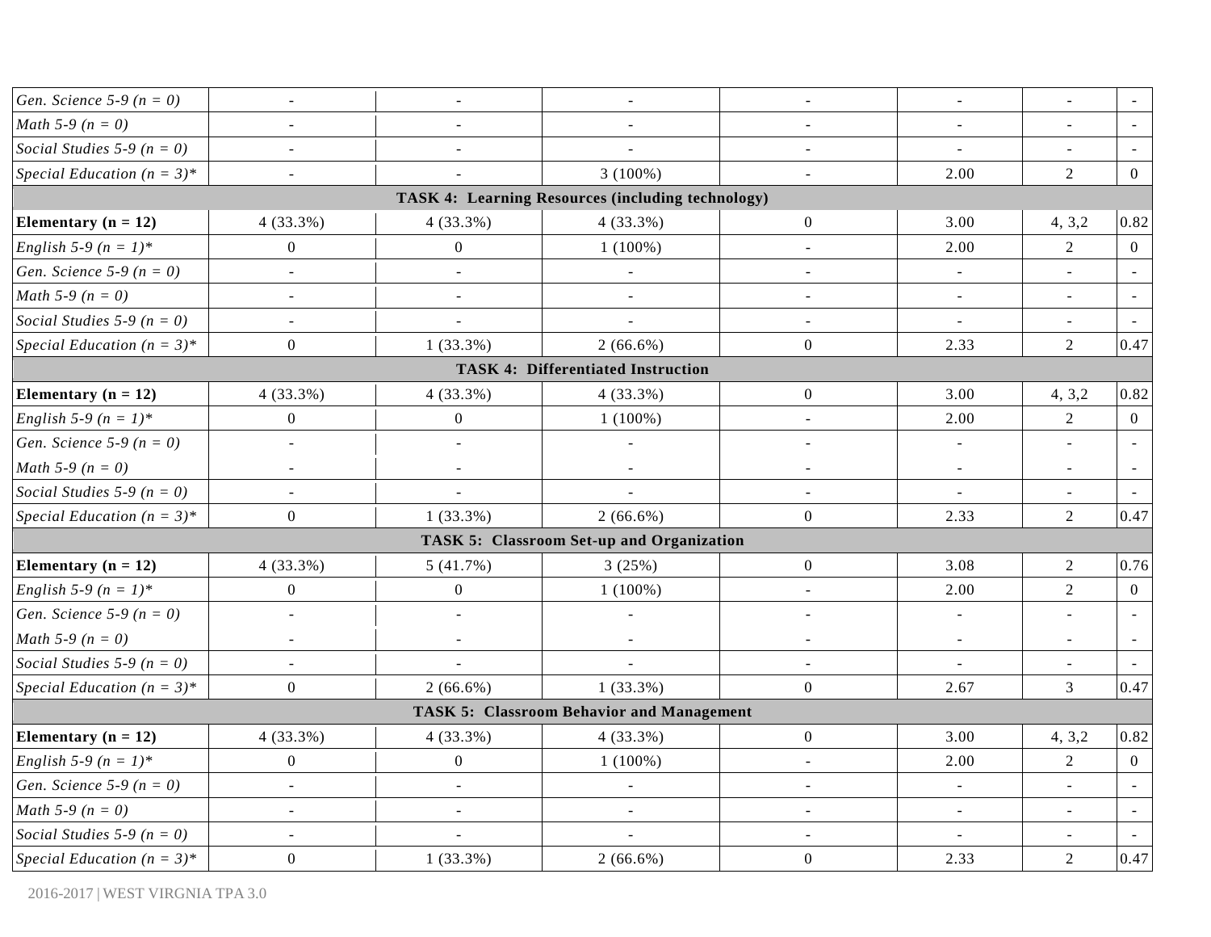| | | | | | | | |
|---|---|---|---|---|---|---|---|
| *Gen. Science 5-9 (n = 0)* | - | - | - | - | - | - | - |
| *Math 5-9 (n = 0)* | - | - | - | - | - | - | - |
| *Social Studies 5-9 (n = 0)* | - | - | - | - | - | - | - |
| *Special Education (n = 3)** | - | - | 3 (100%) | - | 2.00 | 2 | 0 |
| **TASK 4: Learning Resources (including technology)** | | | | | | | |
| **Elementary (n = 12)** | 4 (33.3%) | 4 (33.3%) | 4 (33.3%) | 0 | 3.00 | 4, 3,2 | 0.82 |
| *English 5-9 (n = 1)** | 0 | 0 | 1 (100%) | - | 2.00 | 2 | 0 |
| *Gen. Science 5-9 (n = 0)* | - | - | - | - | - | - | - |
| *Math 5-9 (n = 0)* | - | - | - | - | - | - | - |
| *Social Studies 5-9 (n = 0)* | - | - | - | - | - | - | - |
| *Special Education (n = 3)** | 0 | 1 (33.3%) | 2 (66.6%) | 0 | 2.33 | 2 | 0.47 |
| **TASK 4: Differentiated Instruction** | | | | | | | |
| **Elementary (n = 12)** | 4 (33.3%) | 4 (33.3%) | 4 (33.3%) | 0 | 3.00 | 4, 3,2 | 0.82 |
| *English 5-9 (n = 1)** | 0 | 0 | 1 (100%) | - | 2.00 | 2 | 0 |
| *Gen. Science 5-9 (n = 0)* | - | - | - | - | - | - | - |
| *Math 5-9 (n = 0)* | - | - | - | - | - | - | - |
| *Social Studies 5-9 (n = 0)* | - | - | - | - | - | - | - |
| *Special Education (n = 3)** | 0 | 1 (33.3%) | 2 (66.6%) | 0 | 2.33 | 2 | 0.47 |
| **TASK 5: Classroom Set-up and Organization** | | | | | | | |
| **Elementary (n = 12)** | 4 (33.3%) | 5 (41.7%) | 3 (25%) | 0 | 3.08 | 2 | 0.76 |
| *English 5-9 (n = 1)** | 0 | 0 | 1 (100%) | - | 2.00 | 2 | 0 |
| *Gen. Science 5-9 (n = 0)* | - | - | - | - | - | - | - |
| *Math 5-9 (n = 0)* | - | - | - | - | - | - | - |
| *Social Studies 5-9 (n = 0)* | - | - | - | - | - | - | - |
| *Special Education (n = 3)** | 0 | 2 (66.6%) | 1 (33.3%) | 0 | 2.67 | 3 | 0.47 |
| **TASK 5: Classroom Behavior and Management** | | | | | | | |
| **Elementary (n = 12)** | 4 (33.3%) | 4 (33.3%) | 4 (33.3%) | 0 | 3.00 | 4, 3,2 | 0.82 |
| *English 5-9 (n = 1)** | 0 | 0 | 1 (100%) | - | 2.00 | 2 | 0 |
| *Gen. Science 5-9 (n = 0)* | - | - | - | - | - | - | - |
| *Math 5-9 (n = 0)* | - | - | - | - | - | - | - |
| *Social Studies 5-9 (n = 0)* | - | - | - | - | - | - | - |
| *Special Education (n = 3)** | 0 | 1 (33.3%) | 2 (66.6%) | 0 | 2.33 | 2 | 0.47 |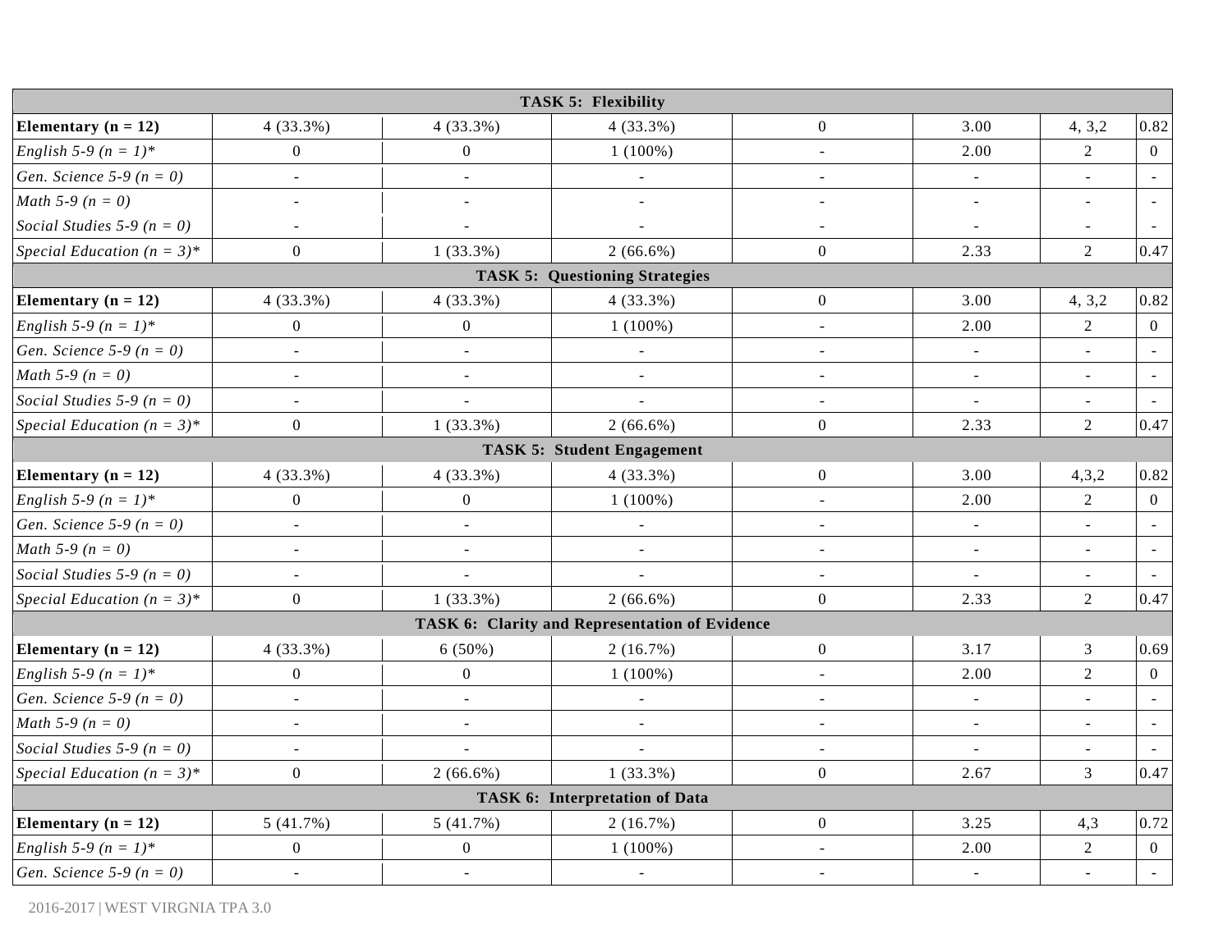| | | | | | | | |
|---|---|---|---|---|---|---|---|
| **TASK 5: Flexibility** | | | | | | | |
| **Elementary (n = 12)** | 4 (33.3%) | 4 (33.3%) | 4 (33.3%) | 0 | 3.00 | 4, 3,2 | 0.82 |
| *English 5-9 (n = 1)** | 0 | 0 | 1 (100%) | - | 2.00 | 2 | 0 |
| *Gen. Science 5-9 (n = 0)* | - | - | - | - | - | - | - |
| *Math 5-9 (n = 0)* | - | - | - | - | - | - | - |
| *Social Studies 5-9 (n = 0)* | - | - | - | - | - | - | - |
| *Special Education (n = 3)** | 0 | 1 (33.3%) | 2 (66.6%) | 0 | 2.33 | 2 | 0.47 |
| **TASK 5: Questioning Strategies** | | | | | | | |
| **Elementary (n = 12)** | 4 (33.3%) | 4 (33.3%) | 4 (33.3%) | 0 | 3.00 | 4, 3,2 | 0.82 |
| *English 5-9 (n = 1)** | 0 | 0 | 1 (100%) | - | 2.00 | 2 | 0 |
| *Gen. Science 5-9 (n = 0)* | - | - | - | - | - | - | - |
| *Math 5-9 (n = 0)* | - | - | - | - | - | - | - |
| *Social Studies 5-9 (n = 0)* | - | - | - | - | - | - | - |
| *Special Education (n = 3)** | 0 | 1 (33.3%) | 2 (66.6%) | 0 | 2.33 | 2 | 0.47 |
| **TASK 5: Student Engagement** | | | | | | | |
| **Elementary (n = 12)** | 4 (33.3%) | 4 (33.3%) | 4 (33.3%) | 0 | 3.00 | 4,3,2 | 0.82 |
| *English 5-9 (n = 1)** | 0 | 0 | 1 (100%) | - | 2.00 | 2 | 0 |
| *Gen. Science 5-9 (n = 0)* | - | - | - | - | - | - | - |
| *Math 5-9 (n = 0)* | - | - | - | - | - | - | - |
| *Social Studies 5-9 (n = 0)* | - | - | - | - | - | - | - |
| *Special Education (n = 3)** | 0 | 1 (33.3%) | 2 (66.6%) | 0 | 2.33 | 2 | 0.47 |
| **TASK 6: Clarity and Representation of Evidence** | | | | | | | |
| **Elementary (n = 12)** | 4 (33.3%) | 6 (50%) | 2 (16.7%) | 0 | 3.17 | 3 | 0.69 |
| *English 5-9 (n = 1)** | 0 | 0 | 1 (100%) | - | 2.00 | 2 | 0 |
| *Gen. Science 5-9 (n = 0)* | - | - | - | - | - | - | - |
| *Math 5-9 (n = 0)* | - | - | - | - | - | - | - |
| *Social Studies 5-9 (n = 0)* | - | - | - | - | - | - | - |
| *Special Education (n = 3)** | 0 | 2 (66.6%) | 1 (33.3%) | 0 | 2.67 | 3 | 0.47 |
| **TASK 6: Interpretation of Data** | | | | | | | |
| **Elementary (n = 12)** | 5 (41.7%) | 5 (41.7%) | 2 (16.7%) | 0 | 3.25 | 4,3 | 0.72 |
| *English 5-9 (n = 1)** | 0 | 0 | 1 (100%) | - | 2.00 | 2 | 0 |
| *Gen. Science 5-9 (n = 0)* | - | - | - | - | - | - | - |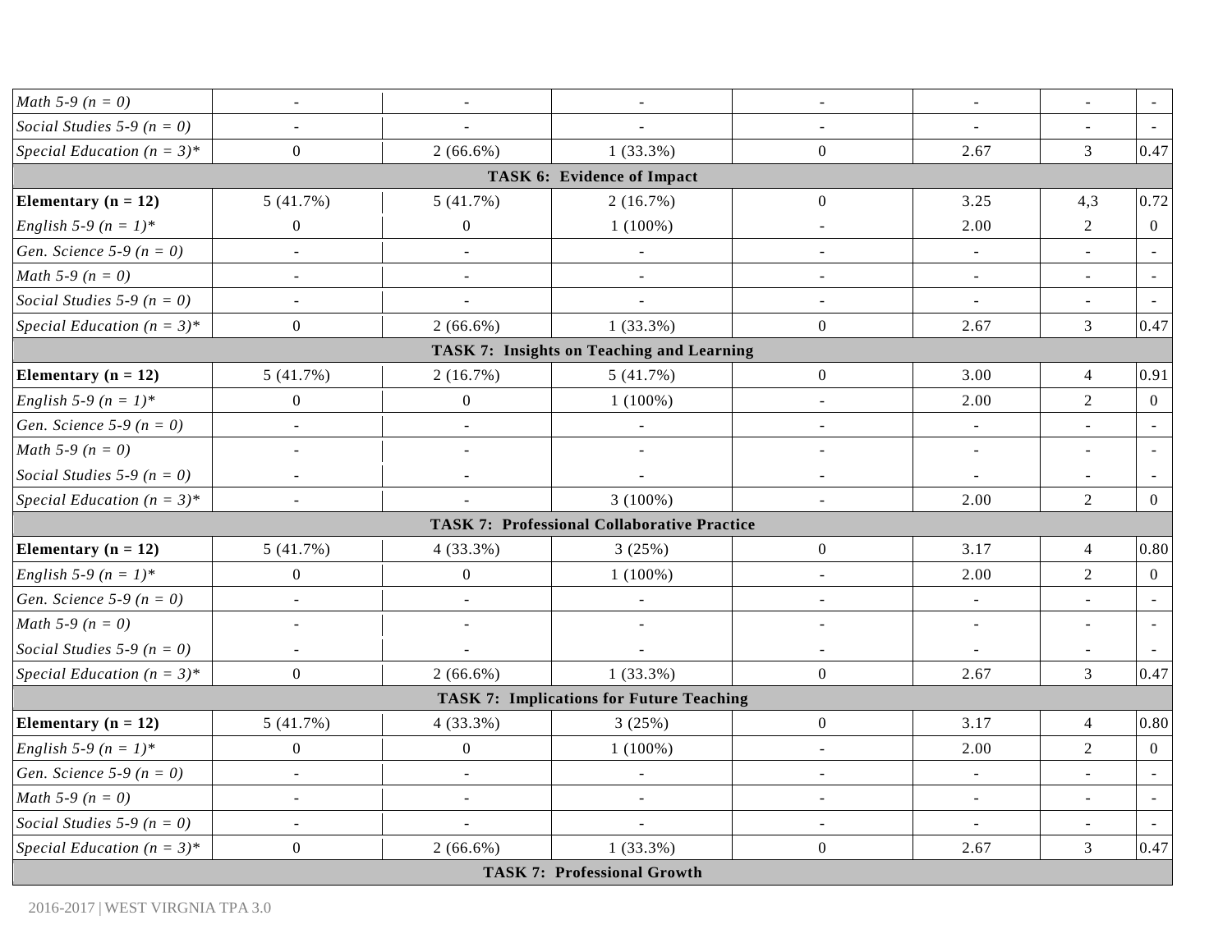| | | | | | | | |
|---|---|---|---|---|---|---|---|
| *Math 5-9 (n = 0)* | - | - | - | - | - | - | - |
| *Social Studies 5-9 (n = 0)* | - | - | - | - | - | - | - |
| *Special Education (n = 3)** | 0 | 2 (66.6%) | 1 (33.3%) | 0 | 2.67 | 3 | 0.47 |
| **TASK 6: Evidence of Impact** | | | | | | | |
| **Elementary (n = 12)** | 5 (41.7%) | 5 (41.7%) | 2 (16.7%) | 0 | 3.25 | 4,3 | 0.72 |
| *English 5-9 (n = 1)** | 0 | 0 | 1 (100%) | - | 2.00 | 2 | 0 |
| *Gen. Science 5-9 (n = 0)* | - | - | - | - | - | - | - |
| *Math 5-9 (n = 0)* | - | - | - | - | - | - | - |
| *Social Studies 5-9 (n = 0)* | - | - | - | - | - | - | - |
| *Special Education (n = 3)** | 0 | 2 (66.6%) | 1 (33.3%) | 0 | 2.67 | 3 | 0.47 |
| **TASK 7: Insights on Teaching and Learning** | | | | | | | |
| **Elementary (n = 12)** | 5 (41.7%) | 2 (16.7%) | 5 (41.7%) | 0 | 3.00 | 4 | 0.91 |
| *English 5-9 (n = 1)** | 0 | 0 | 1 (100%) | - | 2.00 | 2 | 0 |
| *Gen. Science 5-9 (n = 0)* | - | - | - | - | - | - | - |
| *Math 5-9 (n = 0)* | - | - | - | - | - | - | - |
| *Social Studies 5-9 (n = 0)* | - | - | - | - | - | - | - |
| *Special Education (n = 3)** | - | - | 3 (100%) | - | 2.00 | 2 | 0 |
| **TASK 7: Professional Collaborative Practice** | | | | | | | |
| **Elementary (n = 12)** | 5 (41.7%) | 4 (33.3%) | 3 (25%) | 0 | 3.17 | 4 | 0.80 |
| *English 5-9 (n = 1)** | 0 | 0 | 1 (100%) | - | 2.00 | 2 | 0 |
| *Gen. Science 5-9 (n = 0)* | - | - | - | - | - | - | - |
| *Math 5-9 (n = 0)* | - | - | - | - | - | - | - |
| *Social Studies 5-9 (n = 0)* | - | - | - | - | - | - | - |
| *Special Education (n = 3)** | 0 | 2 (66.6%) | 1 (33.3%) | 0 | 2.67 | 3 | 0.47 |
| **TASK 7: Implications for Future Teaching** | | | | | | | |
| **Elementary (n = 12)** | 5 (41.7%) | 4 (33.3%) | 3 (25%) | 0 | 3.17 | 4 | 0.80 |
| *English 5-9 (n = 1)** | 0 | 0 | 1 (100%) | - | 2.00 | 2 | 0 |
| *Gen. Science 5-9 (n = 0)* | - | - | - | - | - | - | - |
| *Math 5-9 (n = 0)* | - | - | - | - | - | - | - |
| *Social Studies 5-9 (n = 0)* | - | - | - | - | - | - | - |
| *Special Education (n = 3)** | 0 | 2 (66.6%) | 1 (33.3%) | 0 | 2.67 | 3 | 0.47 |
| **TASK 7: Professional Growth** | | | | | | | |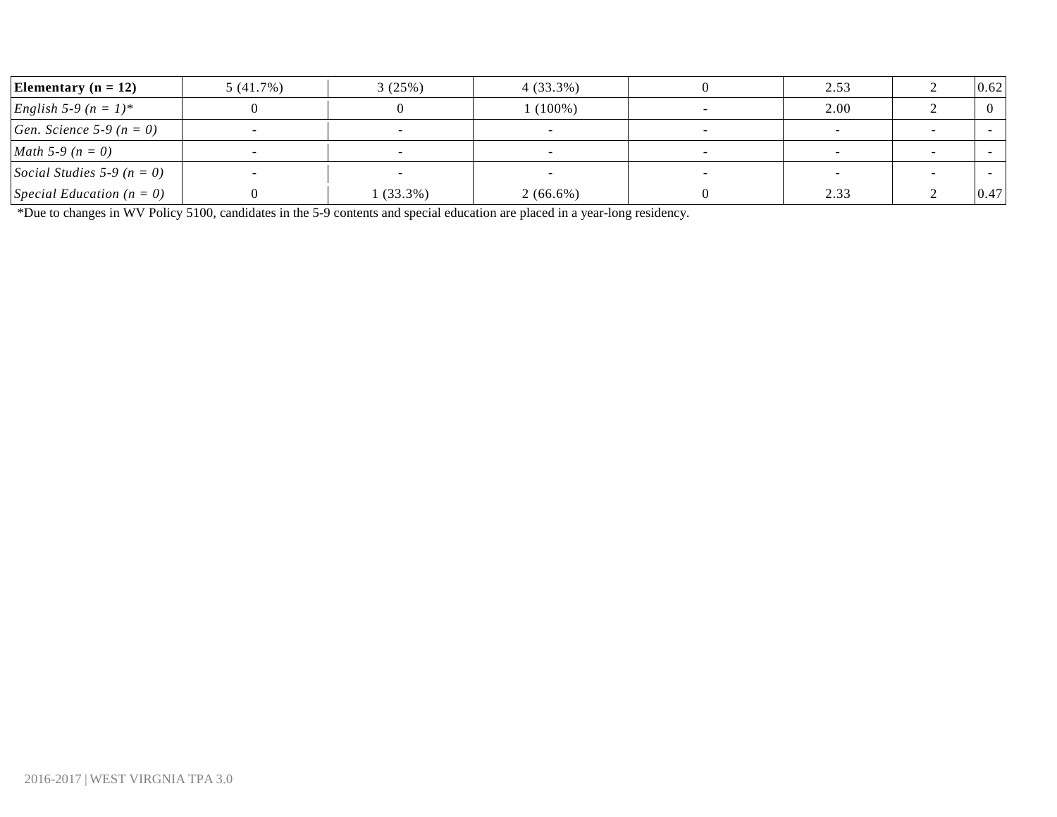| Elementary (n = 12) | 5 (41.7%) | 3 (25%) | 4 (33.3%) | 0 | 2.53 | 2 | 0.62 |
|---|---|---|---|---|---|---|---|
| *English 5-9 (n = 1)** | 0 | 0 | 1 (100%) | - | 2.00 | 2 | 0 |
| *Gen. Science 5-9 (n = 0)* | - | - | - | - | - | - | - |
| *Math 5-9 (n = 0)* | - | - | - | - | - | - | - |
| *Social Studies 5-9 (n = 0)* | - | - | - | - | - | - | - |
| *Special Education (n = 0)* | 0 | 1 (33.3%) | 2 (66.6%) | 0 | 2.33 | 2 | 0.47 |

*Due to changes in WV Policy 5100, candidates in the 5-9 contents and special education are placed in a year-long residency.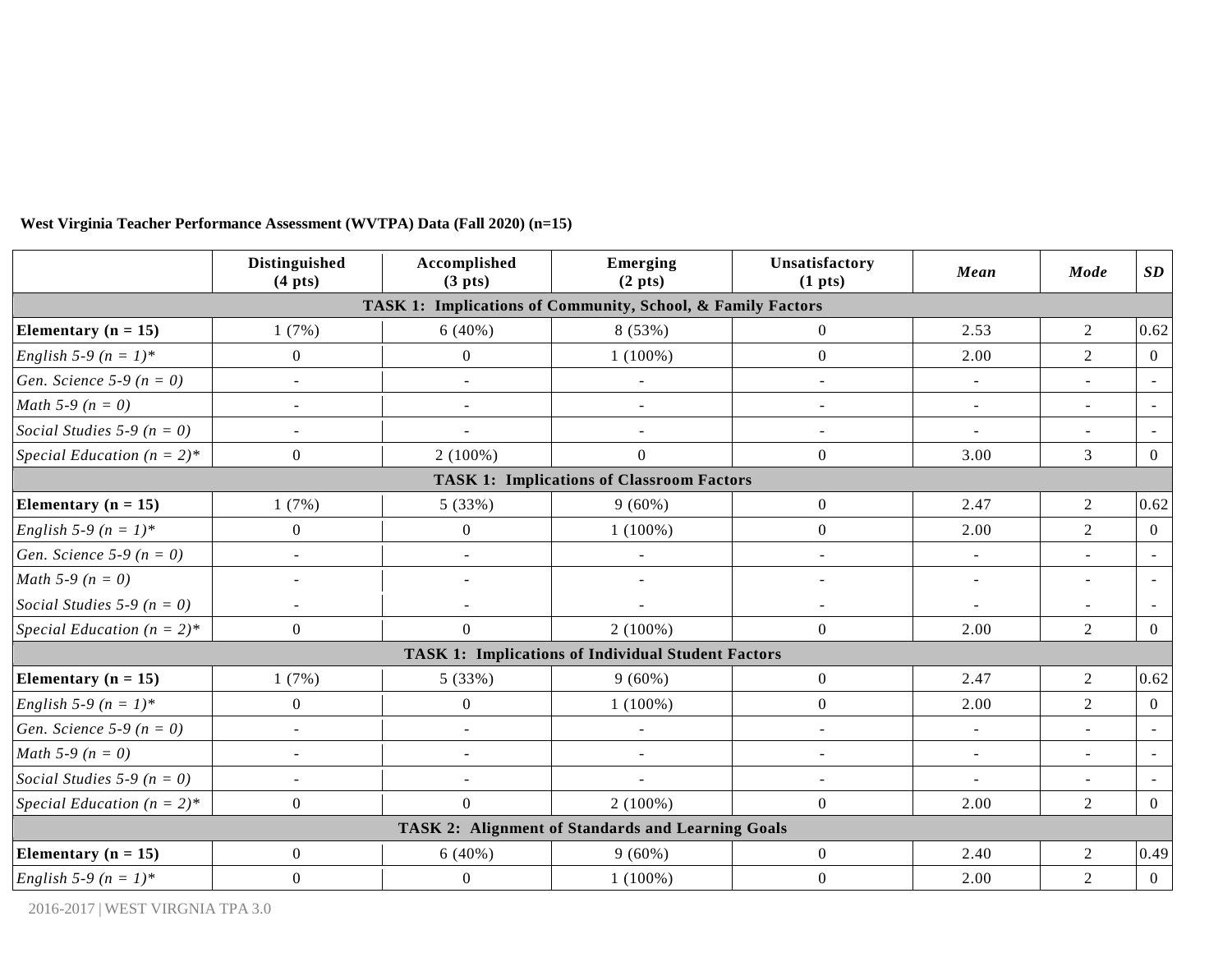**West Virginia Teacher Performance Assessment (WVTPA) Data (Fall 2020) (n=15)**

| | Distinguished (4 pts) | Accomplished (3 pts) | Emerging (2 pts) | Unsatisfactory (1 pts) | *Mean* | *Mode* | *SD* |
|---|---|---|---|---|---|---|---|
| **TASK 1: Implications of Community, School, & Family Factors** | | | | | | | |
| **Elementary (n = 15)** | 1 (7%) | 6 (40%) | 8 (53%) | 0 | 2.53 | 2 | 0.62 |
| *English 5-9 (n = 1)** | 0 | 0 | 1 (100%) | 0 | 2.00 | 2 | 0 |
| *Gen. Science 5-9 (n = 0)* | - | - | - | - | - | - | - |
| *Math 5-9 (n = 0)* | - | - | - | - | - | - | - |
| *Social Studies 5-9 (n = 0)* | - | - | - | - | - | - | - |
| *Special Education (n = 2)** | 0 | 2 (100%) | 0 | 0 | 3.00 | 3 | 0 |
| **TASK 1: Implications of Classroom Factors** | | | | | | | |
| **Elementary (n = 15)** | 1 (7%) | 5 (33%) | 9 (60%) | 0 | 2.47 | 2 | 0.62 |
| *English 5-9 (n = 1)** | 0 | 0 | 1 (100%) | 0 | 2.00 | 2 | 0 |
| *Gen. Science 5-9 (n = 0)* | - | - | - | - | - | - | - |
| *Math 5-9 (n = 0)* | - | - | - | - | - | - | - |
| *Social Studies 5-9 (n = 0)* | - | - | - | - | - | - | - |
| *Special Education (n = 2)** | 0 | 0 | 2 (100%) | 0 | 2.00 | 2 | 0 |
| **TASK 1: Implications of Individual Student Factors** | | | | | | | |
| **Elementary (n = 15)** | 1 (7%) | 5 (33%) | 9 (60%) | 0 | 2.47 | 2 | 0.62 |
| *English 5-9 (n = 1)** | 0 | 0 | 1 (100%) | 0 | 2.00 | 2 | 0 |
| *Gen. Science 5-9 (n = 0)* | - | - | - | - | - | - | - |
| *Math 5-9 (n = 0)* | - | - | - | - | - | - | - |
| *Social Studies 5-9 (n = 0)* | - | - | - | - | - | - | - |
| *Special Education (n = 2)** | 0 | 0 | 2 (100%) | 0 | 2.00 | 2 | 0 |
| **TASK 2: Alignment of Standards and Learning Goals** | | | | | | | |
| **Elementary (n = 15)** | 0 | 6 (40%) | 9 (60%) | 0 | 2.40 | 2 | 0.49 |
| *English 5-9 (n = 1)** | 0 | 0 | 1 (100%) | 0 | 2.00 | 2 | 0 |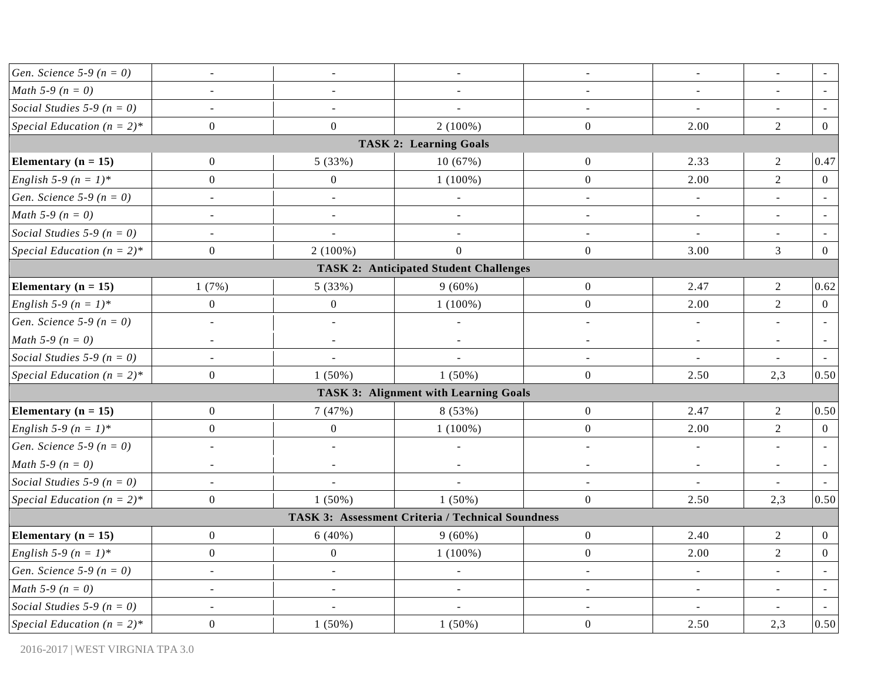| | | | | | | | |
|---|---|---|---|---|---|---|---|
| *Gen. Science 5-9 (n = 0)* | - | - | - | - | - | - | - |
| *Math 5-9 (n = 0)* | - | - | - | - | - | - | - |
| *Social Studies 5-9 (n = 0)* | - | - | - | - | - | - | - |
| *Special Education (n = 2)** | 0 | 0 | 2 (100%) | 0 | 2.00 | 2 | 0 |
| **TASK 2: Learning Goals** | | | | | | | |
| **Elementary (n = 15)** | 0 | 5 (33%) | 10 (67%) | 0 | 2.33 | 2 | 0.47 |
| *English 5-9 (n = 1)** | 0 | 0 | 1 (100%) | 0 | 2.00 | 2 | 0 |
| *Gen. Science 5-9 (n = 0)* | - | - | - | - | - | - | - |
| *Math 5-9 (n = 0)* | - | - | - | - | - | - | - |
| *Social Studies 5-9 (n = 0)* | - | - | - | - | - | - | - |
| *Special Education (n = 2)** | 0 | 2 (100%) | 0 | 0 | 3.00 | 3 | 0 |
| **TASK 2: Anticipated Student Challenges** | | | | | | | |
| **Elementary (n = 15)** | 1 (7%) | 5 (33%) | 9 (60%) | 0 | 2.47 | 2 | 0.62 |
| *English 5-9 (n = 1)** | 0 | 0 | 1 (100%) | 0 | 2.00 | 2 | 0 |
| *Gen. Science 5-9 (n = 0)* | - | - | - | - | - | - | - |
| *Math 5-9 (n = 0)* | - | - | - | - | - | - | - |
| *Social Studies 5-9 (n = 0)* | - | - | - | - | - | - | - |
| *Special Education (n = 2)** | 0 | 1 (50%) | 1 (50%) | 0 | 2.50 | 2,3 | 0.50 |
| **TASK 3: Alignment with Learning Goals** | | | | | | | |
| **Elementary (n = 15)** | 0 | 7 (47%) | 8 (53%) | 0 | 2.47 | 2 | 0.50 |
| *English 5-9 (n = 1)** | 0 | 0 | 1 (100%) | 0 | 2.00 | 2 | 0 |
| *Gen. Science 5-9 (n = 0)* | - | - | - | - | - | - | - |
| *Math 5-9 (n = 0)* | - | - | - | - | - | - | - |
| *Social Studies 5-9 (n = 0)* | - | - | - | - | - | - | - |
| *Special Education (n = 2)** | 0 | 1 (50%) | 1 (50%) | 0 | 2.50 | 2,3 | 0.50 |
| **TASK 3: Assessment Criteria / Technical Soundness** | | | | | | | |
| **Elementary (n = 15)** | 0 | 6 (40%) | 9 (60%) | 0 | 2.40 | 2 | 0 |
| *English 5-9 (n = 1)** | 0 | 0 | 1 (100%) | 0 | 2.00 | 2 | 0 |
| *Gen. Science 5-9 (n = 0)* | - | - | - | - | - | - | - |
| *Math 5-9 (n = 0)* | - | - | - | - | - | - | - |
| *Social Studies 5-9 (n = 0)* | - | - | - | - | - | - | - |
| *Special Education (n = 2)** | 0 | 1 (50%) | 1 (50%) | 0 | 2.50 | 2,3 | 0.50 |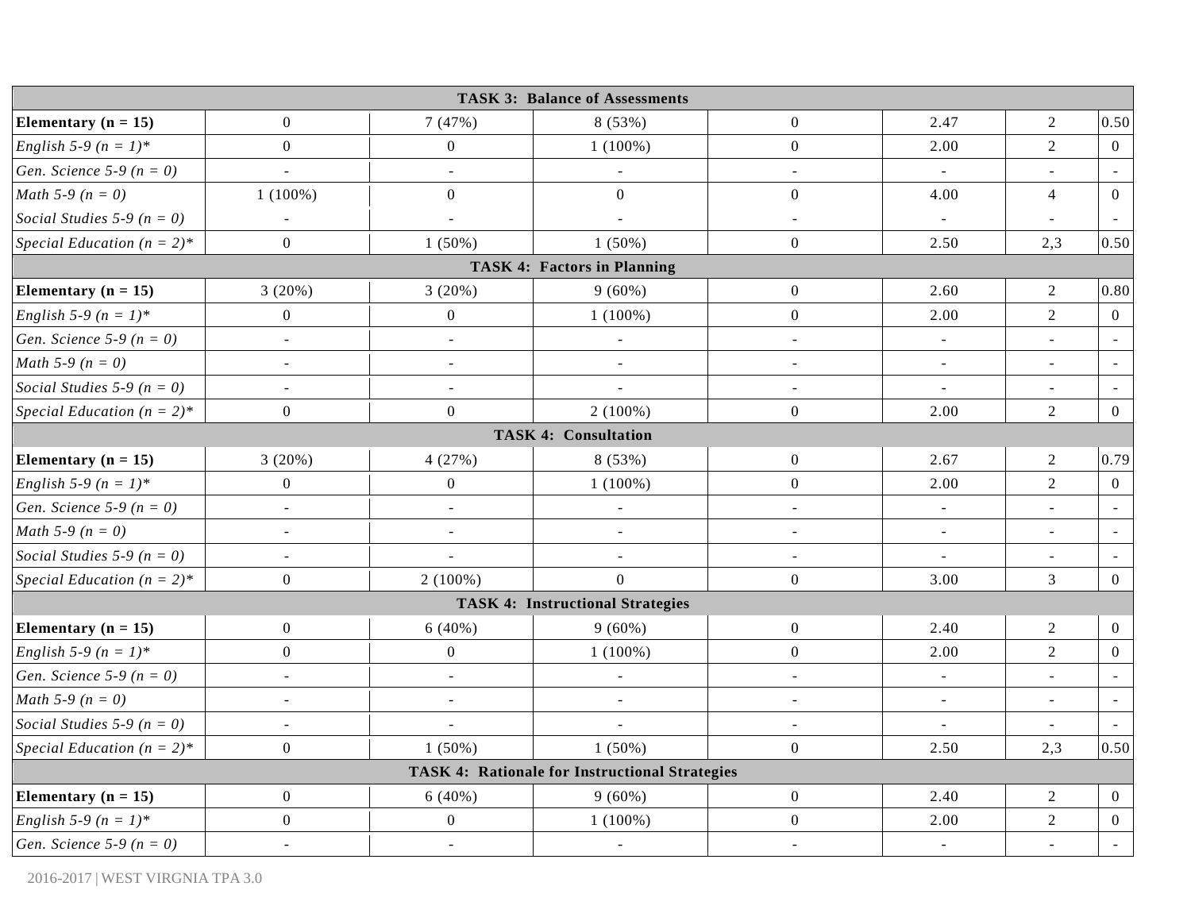| | | | | | | | |
|---|---|---|---|---|---|---|---|
| **TASK 3: Balance of Assessments** | | | | | | | |
| **Elementary (n = 15)** | 0 | 7 (47%) | 8 (53%) | 0 | 2.47 | 2 | 0.50 |
| *English 5-9 (n = 1)** | 0 | 0 | 1 (100%) | 0 | 2.00 | 2 | 0 |
| *Gen. Science 5-9 (n = 0)* | - | - | - | - | - | - | - |
| *Math 5-9 (n = 0)* | 1 (100%) | 0 | 0 | 0 | 4.00 | 4 | 0 |
| *Social Studies 5-9 (n = 0)* | - | - | - | - | - | - | - |
| *Special Education (n = 2)** | 0 | 1 (50%) | 1 (50%) | 0 | 2.50 | 2,3 | 0.50 |
| **TASK 4: Factors in Planning** | | | | | | | |
| **Elementary (n = 15)** | 3 (20%) | 3 (20%) | 9 (60%) | 0 | 2.60 | 2 | 0.80 |
| *English 5-9 (n = 1)** | 0 | 0 | 1 (100%) | 0 | 2.00 | 2 | 0 |
| *Gen. Science 5-9 (n = 0)* | - | - | - | - | - | - | - |
| *Math 5-9 (n = 0)* | - | - | - | - | - | - | - |
| *Social Studies 5-9 (n = 0)* | - | - | - | - | - | - | - |
| *Special Education (n = 2)** | 0 | 0 | 2 (100%) | 0 | 2.00 | 2 | 0 |
| **TASK 4: Consultation** | | | | | | | |
| **Elementary (n = 15)** | 3 (20%) | 4 (27%) | 8 (53%) | 0 | 2.67 | 2 | 0.79 |
| *English 5-9 (n = 1)** | 0 | 0 | 1 (100%) | 0 | 2.00 | 2 | 0 |
| *Gen. Science 5-9 (n = 0)* | - | - | - | - | - | - | - |
| *Math 5-9 (n = 0)* | - | - | - | - | - | - | - |
| *Social Studies 5-9 (n = 0)* | - | - | - | - | - | - | - |
| *Special Education (n = 2)** | 0 | 2 (100%) | 0 | 0 | 3.00 | 3 | 0 |
| **TASK 4: Instructional Strategies** | | | | | | | |
| **Elementary (n = 15)** | 0 | 6 (40%) | 9 (60%) | 0 | 2.40 | 2 | 0 |
| *English 5-9 (n = 1)** | 0 | 0 | 1 (100%) | 0 | 2.00 | 2 | 0 |
| *Gen. Science 5-9 (n = 0)* | - | - | - | - | - | - | - |
| *Math 5-9 (n = 0)* | - | - | - | - | - | - | - |
| *Social Studies 5-9 (n = 0)* | - | - | - | - | - | - | - |
| *Special Education (n = 2)** | 0 | 1 (50%) | 1 (50%) | 0 | 2.50 | 2,3 | 0.50 |
| **TASK 4: Rationale for Instructional Strategies** | | | | | | | |
| **Elementary (n = 15)** | 0 | 6 (40%) | 9 (60%) | 0 | 2.40 | 2 | 0 |
| *English 5-9 (n = 1)** | 0 | 0 | 1 (100%) | 0 | 2.00 | 2 | 0 |
| *Gen. Science 5-9 (n = 0)* | - | - | - | - | - | - | - |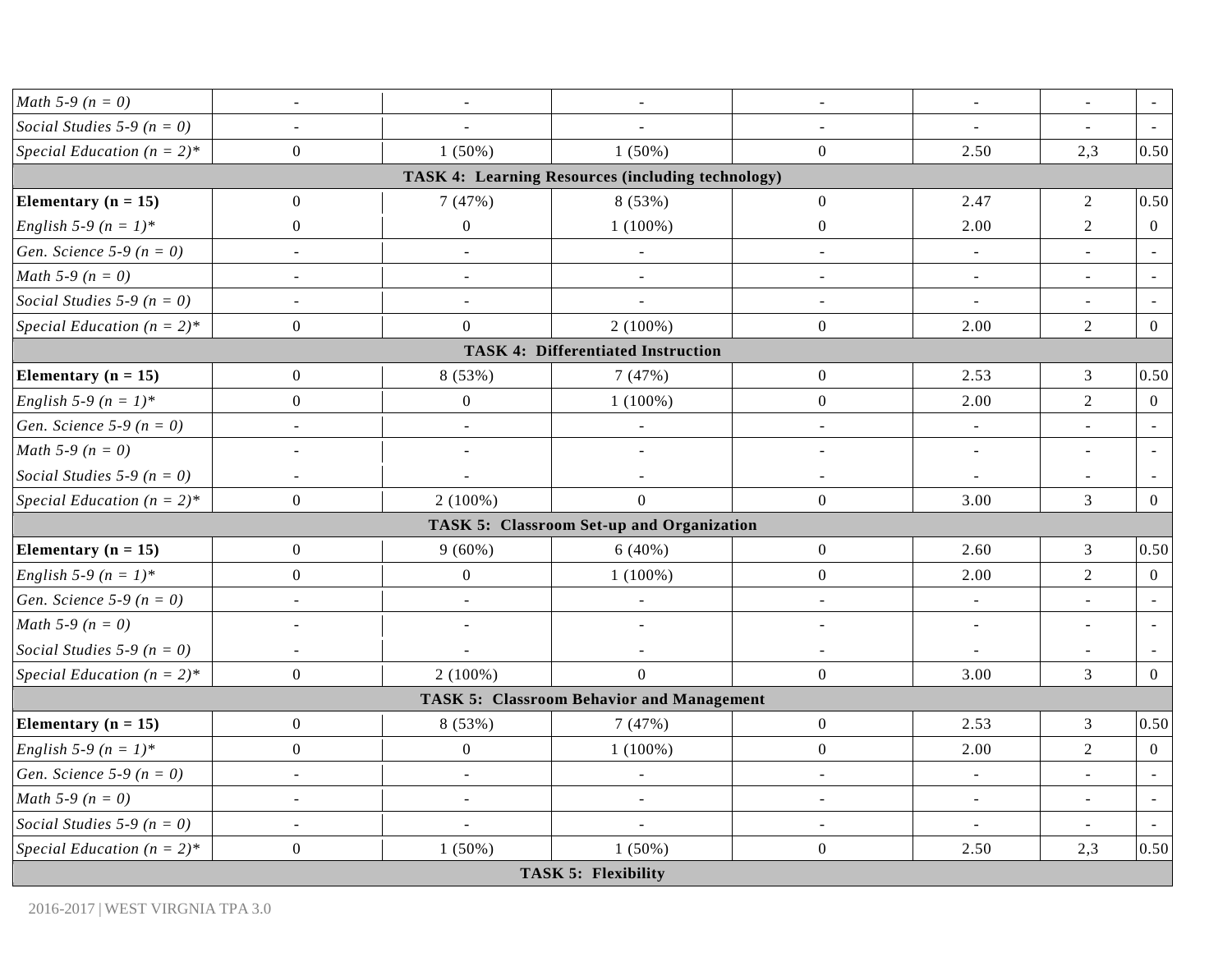| | | | | | | | |
|---|---|---|---|---|---|---|---|
| *Math 5-9 (n = 0)* | - | - | - | - | - | - | - |
| *Social Studies 5-9 (n = 0)* | - | - | - | - | - | - | - |
| *Special Education (n = 2)** | 0 | 1 (50%) | 1 (50%) | 0 | 2.50 | 2,3 | 0.50 |
| **TASK 4: Learning Resources (including technology)** | | | | | | | |
| **Elementary (n = 15)** | 0 | 7 (47%) | 8 (53%) | 0 | 2.47 | 2 | 0.50 |
| *English 5-9 (n = 1)** | 0 | 0 | 1 (100%) | 0 | 2.00 | 2 | 0 |
| *Gen. Science 5-9 (n = 0)* | - | - | - | - | - | - | - |
| *Math 5-9 (n = 0)* | - | - | - | - | - | - | - |
| *Social Studies 5-9 (n = 0)* | - | - | - | - | - | - | - |
| *Special Education (n = 2)** | 0 | 0 | 2 (100%) | 0 | 2.00 | 2 | 0 |
| **TASK 4: Differentiated Instruction** | | | | | | | |
| **Elementary (n = 15)** | 0 | 8 (53%) | 7 (47%) | 0 | 2.53 | 3 | 0.50 |
| *English 5-9 (n = 1)** | 0 | 0 | 1 (100%) | 0 | 2.00 | 2 | 0 |
| *Gen. Science 5-9 (n = 0)* | - | - | - | - | - | - | - |
| *Math 5-9 (n = 0)* | - | - | - | - | - | - | - |
| *Social Studies 5-9 (n = 0)* | - | - | - | - | - | - | - |
| *Special Education (n = 2)** | 0 | 2 (100%) | 0 | 0 | 3.00 | 3 | 0 |
| **TASK 5: Classroom Set-up and Organization** | | | | | | | |
| **Elementary (n = 15)** | 0 | 9 (60%) | 6 (40%) | 0 | 2.60 | 3 | 0.50 |
| *English 5-9 (n = 1)** | 0 | 0 | 1 (100%) | 0 | 2.00 | 2 | 0 |
| *Gen. Science 5-9 (n = 0)* | - | - | - | - | - | - | - |
| *Math 5-9 (n = 0)* | - | - | - | - | - | - | - |
| *Social Studies 5-9 (n = 0)* | - | - | - | - | - | - | - |
| *Special Education (n = 2)** | 0 | 2 (100%) | 0 | 0 | 3.00 | 3 | 0 |
| **TASK 5: Classroom Behavior and Management** | | | | | | | |
| **Elementary (n = 15)** | 0 | 8 (53%) | 7 (47%) | 0 | 2.53 | 3 | 0.50 |
| *English 5-9 (n = 1)** | 0 | 0 | 1 (100%) | 0 | 2.00 | 2 | 0 |
| *Gen. Science 5-9 (n = 0)* | - | - | - | - | - | - | - |
| *Math 5-9 (n = 0)* | - | - | - | - | - | - | - |
| *Social Studies 5-9 (n = 0)* | - | - | - | - | - | - | - |
| *Special Education (n = 2)** | 0 | 1 (50%) | 1 (50%) | 0 | 2.50 | 2,3 | 0.50 |
| **TASK 5: Flexibility** | | | | | | | |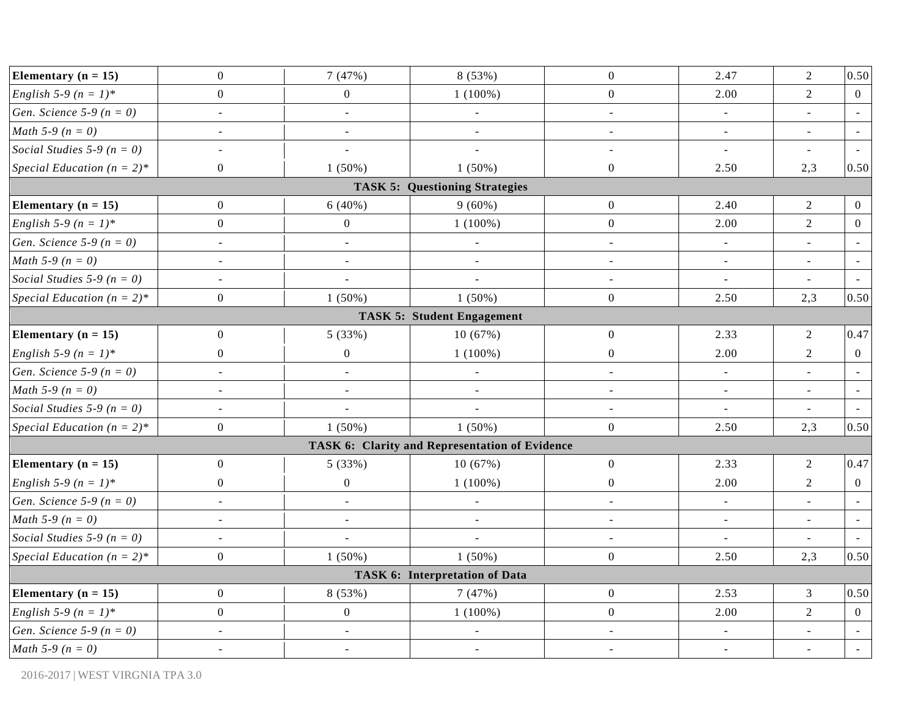| | | | | | | | |
|---|---|---|---|---|---|---|---|
| **Elementary (n = 15)** | 0 | 7 (47%) | 8 (53%) | 0 | 2.47 | 2 | 0.50 |
| *English 5-9 (n = 1)** | 0 | 0 | 1 (100%) | 0 | 2.00 | 2 | 0 |
| *Gen. Science 5-9 (n = 0)* | - | - | - | - | - | - | - |
| *Math 5-9 (n = 0)* | - | - | - | - | - | - | - |
| *Social Studies 5-9 (n = 0)* | - | - | - | - | - | - | - |
| *Special Education (n = 2)** | 0 | 1 (50%) | 1 (50%) | 0 | 2.50 | 2,3 | 0.50 |
| **TASK 5: Questioning Strategies** | | | | | | | |
| **Elementary (n = 15)** | 0 | 6 (40%) | 9 (60%) | 0 | 2.40 | 2 | 0 |
| *English 5-9 (n = 1)** | 0 | 0 | 1 (100%) | 0 | 2.00 | 2 | 0 |
| *Gen. Science 5-9 (n = 0)* | - | - | - | - | - | - | - |
| *Math 5-9 (n = 0)* | - | - | - | - | - | - | - |
| *Social Studies 5-9 (n = 0)* | - | - | - | - | - | - | - |
| *Special Education (n = 2)** | 0 | 1 (50%) | 1 (50%) | 0 | 2.50 | 2,3 | 0.50 |
| **TASK 5: Student Engagement** | | | | | | | |
| **Elementary (n = 15)** | 0 | 5 (33%) | 10 (67%) | 0 | 2.33 | 2 | 0.47 |
| *English 5-9 (n = 1)** | 0 | 0 | 1 (100%) | 0 | 2.00 | 2 | 0 |
| *Gen. Science 5-9 (n = 0)* | - | - | - | - | - | - | - |
| *Math 5-9 (n = 0)* | - | - | - | - | - | - | - |
| *Social Studies 5-9 (n = 0)* | - | - | - | - | - | - | - |
| *Special Education (n = 2)** | 0 | 1 (50%) | 1 (50%) | 0 | 2.50 | 2,3 | 0.50 |
| **TASK 6: Clarity and Representation of Evidence** | | | | | | | |
| **Elementary (n = 15)** | 0 | 5 (33%) | 10 (67%) | 0 | 2.33 | 2 | 0.47 |
| *English 5-9 (n = 1)** | 0 | 0 | 1 (100%) | 0 | 2.00 | 2 | 0 |
| *Gen. Science 5-9 (n = 0)* | - | - | - | - | - | - | - |
| *Math 5-9 (n = 0)* | - | - | - | - | - | - | - |
| *Social Studies 5-9 (n = 0)* | - | - | - | - | - | - | - |
| *Special Education (n = 2)** | 0 | 1 (50%) | 1 (50%) | 0 | 2.50 | 2,3 | 0.50 |
| **TASK 6: Interpretation of Data** | | | | | | | |
| **Elementary (n = 15)** | 0 | 8 (53%) | 7 (47%) | 0 | 2.53 | 3 | 0.50 |
| *English 5-9 (n = 1)** | 0 | 0 | 1 (100%) | 0 | 2.00 | 2 | 0 |
| *Gen. Science 5-9 (n = 0)* | - | - | - | - | - | - | - |
| *Math 5-9 (n = 0)* | - | - | - | - | - | - | - |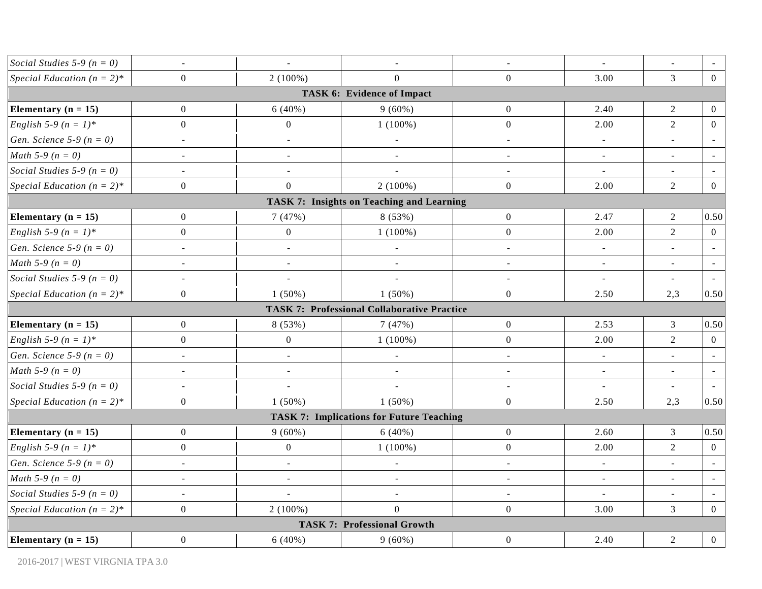| | | | | | | | |
|---|---|---|---|---|---|---|---|
| *Social Studies 5-9 (n = 0)* | - | - | - | - | - | - | - |
| *Special Education (n = 2)** | 0 | 2 (100%) | 0 | 0 | 3.00 | 3 | 0 |
| **TASK 6: Evidence of Impact** | | | | | | | |
| **Elementary (n = 15)** | 0 | 6 (40%) | 9 (60%) | 0 | 2.40 | 2 | 0 |
| *English 5-9 (n = 1)** | 0 | 0 | 1 (100%) | 0 | 2.00 | 2 | 0 |
| *Gen. Science 5-9 (n = 0)* | - | - | - | - | - | - | - |
| *Math 5-9 (n = 0)* | - | - | - | - | - | - | - |
| *Social Studies 5-9 (n = 0)* | - | - | - | - | - | - | - |
| *Special Education (n = 2)** | 0 | 0 | 2 (100%) | 0 | 2.00 | 2 | 0 |
| **TASK 7: Insights on Teaching and Learning** | | | | | | | |
| **Elementary (n = 15)** | 0 | 7 (47%) | 8 (53%) | 0 | 2.47 | 2 | 0.50 |
| *English 5-9 (n = 1)** | 0 | 0 | 1 (100%) | 0 | 2.00 | 2 | 0 |
| *Gen. Science 5-9 (n = 0)* | - | - | - | - | - | - | - |
| *Math 5-9 (n = 0)* | - | - | - | - | - | - | - |
| *Social Studies 5-9 (n = 0)* | - | - | - | - | - | - | - |
| *Special Education (n = 2)** | 0 | 1 (50%) | 1 (50%) | 0 | 2.50 | 2,3 | 0.50 |
| **TASK 7: Professional Collaborative Practice** | | | | | | | |
| **Elementary (n = 15)** | 0 | 8 (53%) | 7 (47%) | 0 | 2.53 | 3 | 0.50 |
| *English 5-9 (n = 1)** | 0 | 0 | 1 (100%) | 0 | 2.00 | 2 | 0 |
| *Gen. Science 5-9 (n = 0)* | - | - | - | - | - | - | - |
| *Math 5-9 (n = 0)* | - | - | - | - | - | - | - |
| *Social Studies 5-9 (n = 0)* | - | - | - | - | - | - | - |
| *Special Education (n = 2)** | 0 | 1 (50%) | 1 (50%) | 0 | 2.50 | 2,3 | 0.50 |
| **TASK 7: Implications for Future Teaching** | | | | | | | |
| **Elementary (n = 15)** | 0 | 9 (60%) | 6 (40%) | 0 | 2.60 | 3 | 0.50 |
| *English 5-9 (n = 1)** | 0 | 0 | 1 (100%) | 0 | 2.00 | 2 | 0 |
| *Gen. Science 5-9 (n = 0)* | - | - | - | - | - | - | - |
| *Math 5-9 (n = 0)* | - | - | - | - | - | - | - |
| *Social Studies 5-9 (n = 0)* | - | - | - | - | - | - | - |
| *Special Education (n = 2)** | 0 | 2 (100%) | 0 | 0 | 3.00 | 3 | 0 |
| **TASK 7: Professional Growth** | | | | | | | |
| **Elementary (n = 15)** | 0 | 6 (40%) | 9 (60%) | 0 | 2.40 | 2 | 0 |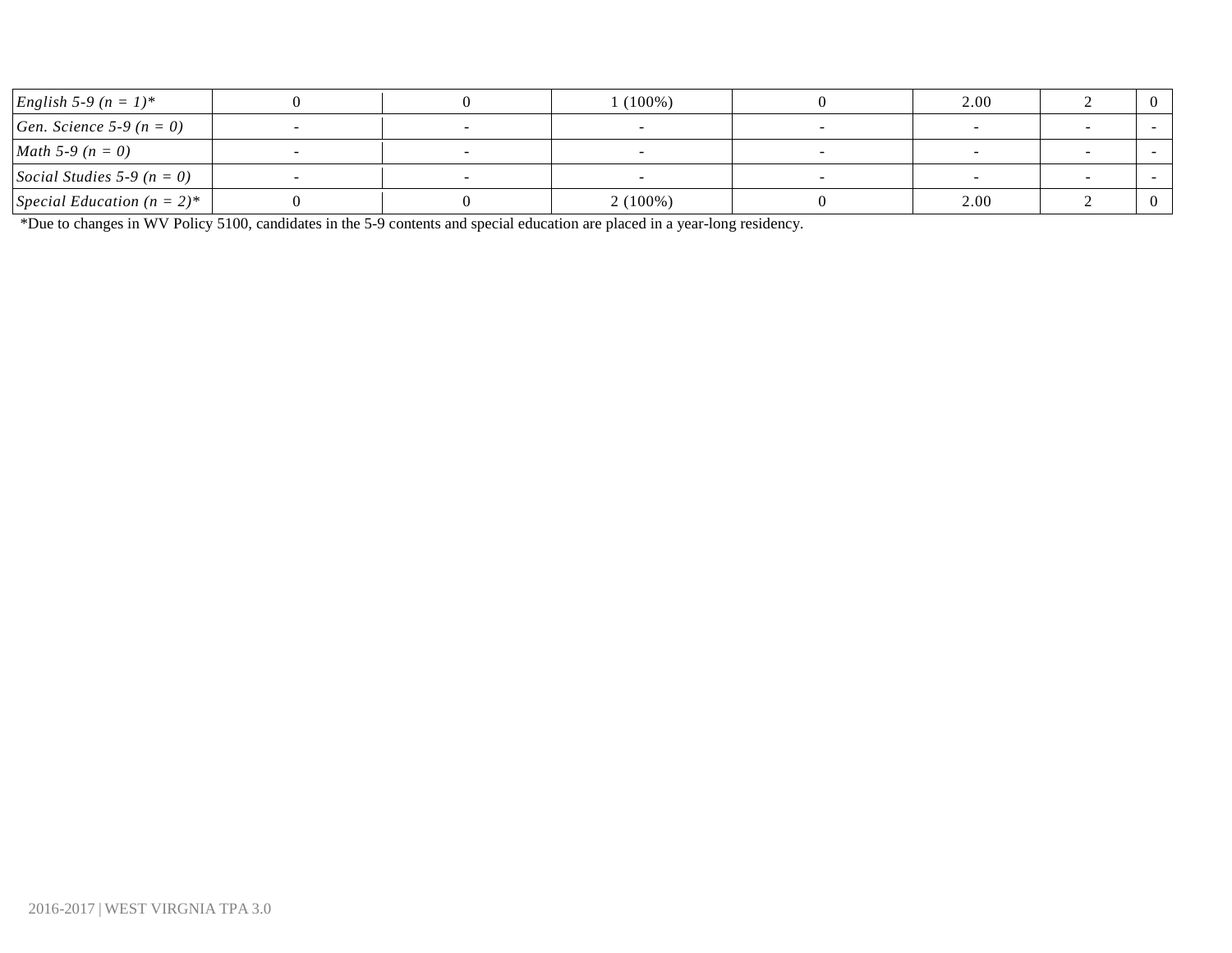| | | | | | | | |
|---|---|---|---|---|---|---|---|
| *English 5-9 (n = 1)** | 0 | 0 | 1 (100%) | 0 | 2.00 | 2 | 0 |
| *Gen. Science 5-9 (n = 0)* | - | - | - | - | - | - | - |
| *Math 5-9 (n = 0)* | - | - | - | - | - | - | - |
| *Social Studies 5-9 (n = 0)* | - | - | - | - | - | - | - |
| *Special Education (n = 2)** | 0 | 0 | 2 (100%) | 0 | 2.00 | 2 | 0 |

*Due to changes in WV Policy 5100, candidates in the 5-9 contents and special education are placed in a year-long residency.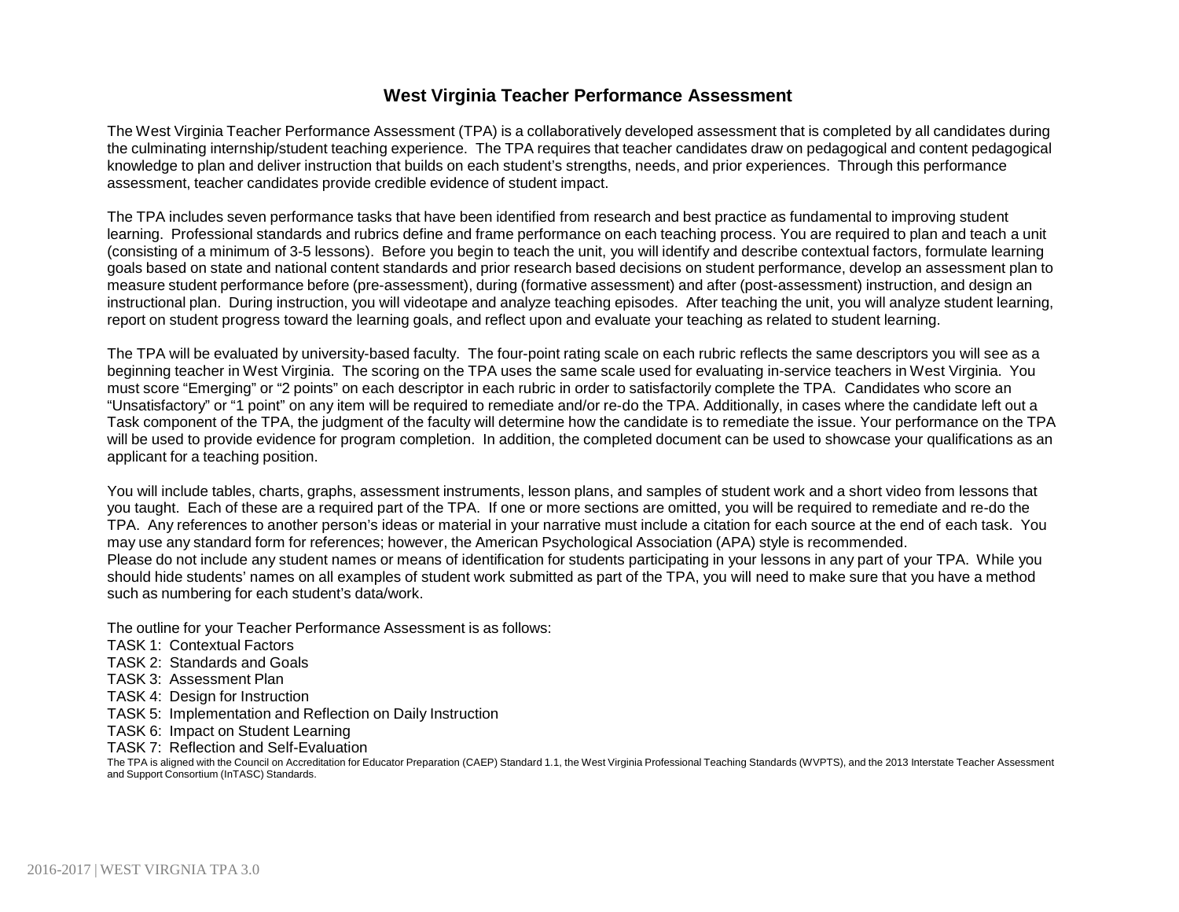# West Virginia Teacher Performance Assessment

The West Virginia Teacher Performance Assessment (TPA) is a collaboratively developed assessment that is completed by all candidates during the culminating internship/student teaching experience. The TPA requires that teacher candidates draw on pedagogical and content pedagogical knowledge to plan and deliver instruction that builds on each student's strengths, needs, and prior experiences. Through this performance assessment, teacher candidates provide credible evidence of student impact.

The TPA includes seven performance tasks that have been identified from research and best practice as fundamental to improving student learning. Professional standards and rubrics define and frame performance on each teaching process. You are required to plan and teach a unit (consisting of a minimum of 3-5 lessons). Before you begin to teach the unit, you will identify and describe contextual factors, formulate learning goals based on state and national content standards and prior research based decisions on student performance, develop an assessment plan to measure student performance before (pre-assessment), during (formative assessment) and after (post-assessment) instruction, and design an instructional plan. During instruction, you will videotape and analyze teaching episodes. After teaching the unit, you will analyze student learning, report on student progress toward the learning goals, and reflect upon and evaluate your teaching as related to student learning.

The TPA will be evaluated by university-based faculty. The four-point rating scale on each rubric reflects the same descriptors you will see as a beginning teacher in West Virginia. The scoring on the TPA uses the same scale used for evaluating in-service teachers in West Virginia. You must score "Emerging" or "2 points" on each descriptor in each rubric in order to satisfactorily complete the TPA. Candidates who score an "Unsatisfactory" or "1 point" on any item will be required to remediate and/or re-do the TPA. Additionally, in cases where the candidate left out a Task component of the TPA, the judgment of the faculty will determine how the candidate is to remediate the issue. Your performance on the TPA will be used to provide evidence for program completion. In addition, the completed document can be used to showcase your qualifications as an applicant for a teaching position.

You will include tables, charts, graphs, assessment instruments, lesson plans, and samples of student work and a short video from lessons that you taught. Each of these are a required part of the TPA. If one or more sections are omitted, you will be required to remediate and re-do the TPA. Any references to another person's ideas or material in your narrative must include a citation for each source at the end of each task. You may use any standard form for references; however, the American Psychological Association (APA) style is recommended.
Please do not include any student names or means of identification for students participating in your lessons in any part of your TPA. While you should hide students' names on all examples of student work submitted as part of the TPA, you will need to make sure that you have a method such as numbering for each student's data/work.

The outline for your Teacher Performance Assessment is as follows:

TASK 1: Contextual Factors
TASK 2: Standards and Goals
TASK 3: Assessment Plan
TASK 4: Design for Instruction
TASK 5: Implementation and Reflection on Daily Instruction
TASK 6: Impact on Student Learning
TASK 7: Reflection and Self-Evaluation

The TPA is aligned with the Council on Accreditation for Educator Preparation (CAEP) Standard 1.1, the West Virginia Professional Teaching Standards (WVPTS), and the 2013 Interstate Teacher Assessment and Support Consortium (InTASC) Standards.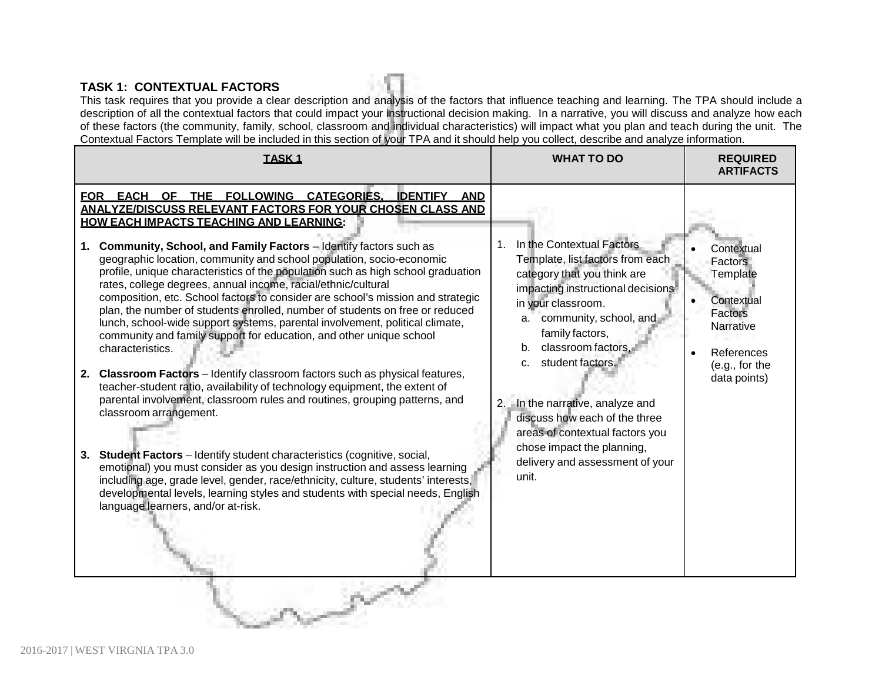### TASK 1: CONTEXTUAL FACTORS

This task requires that you provide a clear description and analysis of the factors that influence teaching and learning. The TPA should include a description of all the contextual factors that could impact your instructional decision making. In a narrative, you will discuss and analyze how each of these factors (the community, family, school, classroom and individual characteristics) will impact what you plan and teach during the unit. The Contextual Factors Template will be included in this section of your TPA and it should help you collect, describe and analyze information.

| **TASK 1** | **WHAT TO DO** | **REQUIRED ARTIFACTS** |
|---|---|---|
| **FOR EACH OF THE FOLLOWING CATEGORIES, IDENTIFY AND ANALYZE/DISCUSS RELEVANT FACTORS FOR YOUR CHOSEN CLASS AND HOW EACH IMPACTS TEACHING AND LEARNING:**<br><br>1. **Community, School, and Family Factors** – Identify factors such as geographic location, community and school population, socio-economic profile, unique characteristics of the population such as high school graduation rates, college degrees, annual income, racial/ethnic/cultural composition, etc. School factors to consider are school's mission and strategic plan, the number of students enrolled, number of students on free or reduced lunch, school-wide support systems, parental involvement, political climate, community and family support for education, and other unique school characteristics.<br><br>2. **Classroom Factors** – Identify classroom factors such as physical features, teacher-student ratio, availability of technology equipment, the extent of parental involvement, classroom rules and routines, grouping patterns, and classroom arrangement.<br><br>3. **Student Factors** – Identify student characteristics (cognitive, social, emotional) you must consider as you design instruction and assess learning including age, grade level, gender, race/ethnicity, culture, students' interests, developmental levels, learning styles and students with special needs, English language learners, and/or at-risk. | 1. In the Contextual Factors Template, list factors from each category that you think are impacting instructional decisions in your classroom.<br>a. community, school, and family factors,<br>b. classroom factors,<br>c. student factors.<br><br>2. In the narrative, analyze and discuss how each of the three areas of contextual factors you chose impact the planning, delivery and assessment of your unit. | • Contextual Factors Template<br><br>• Contextual Factors Narrative<br><br>• References (e.g., for the data points) |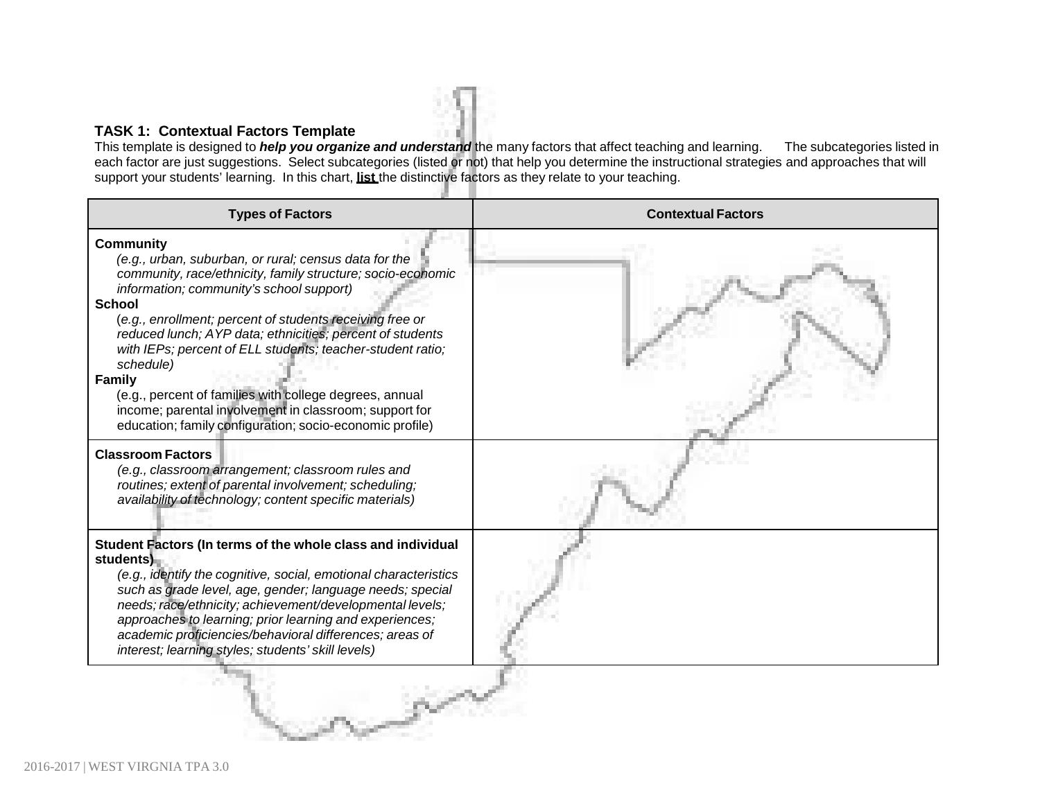**TASK 1: Contextual Factors Template**

This template is designed to ***help you organize and understand*** the many factors that affect teaching and learning. The subcategories listed in each factor are just suggestions. Select subcategories (listed or not) that help you determine the instructional strategies and approaches that will support your students' learning. In this chart, **list** the distinctive factors as they relate to your teaching.

| Types of Factors | Contextual Factors |
|---|---|
| **Community**<br>*(e.g., urban, suburban, or rural; census data for the community, race/ethnicity, family structure; socio-economic information; community's school support)*<br>**School**<br>(*e.g., enrollment; percent of students receiving free or reduced lunch; AYP data; ethnicities; percent of students with IEPs; percent of ELL students; teacher-student ratio; schedule)*<br>**Family**<br>(e.g., percent of families with college degrees, annual income; parental involvement in classroom; support for education; family configuration; socio-economic profile) | |
| **Classroom Factors**<br>*(e.g., classroom arrangement; classroom rules and routines; extent of parental involvement; scheduling; availability of technology; content specific materials)* | |
| **Student Factors (In terms of the whole class and individual students)**<br>*(e.g., identify the cognitive, social, emotional characteristics such as grade level, age, gender; language needs; special needs; race/ethnicity; achievement/developmental levels; approaches to learning; prior learning and experiences; academic proficiencies/behavioral differences; areas of interest; learning styles; students' skill levels)* | |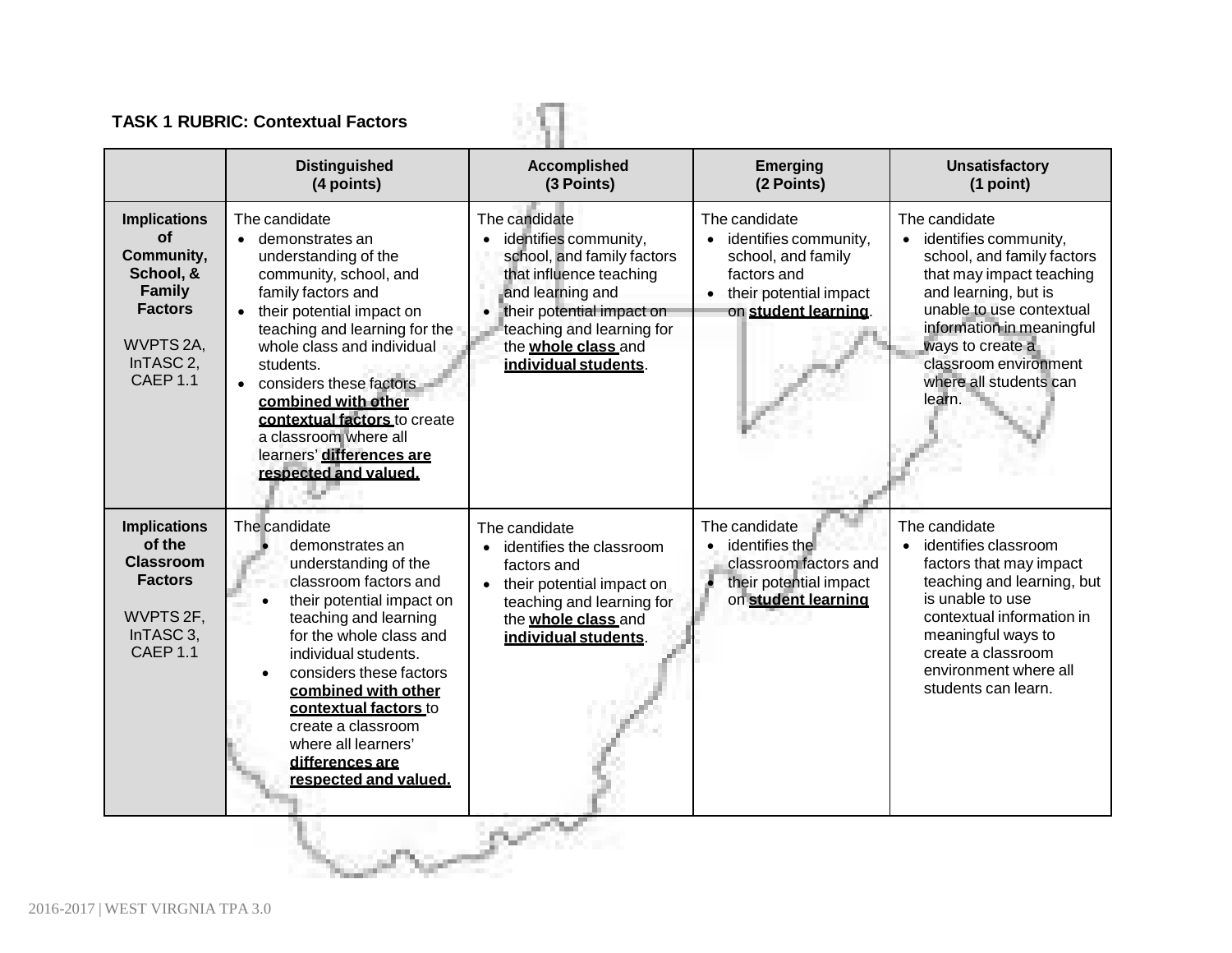## TASK 1 RUBRIC: Contextual Factors

| | Distinguished (4 points) | Accomplished (3 Points) | Emerging (2 Points) | Unsatisfactory (1 point) |
|---|---|---|---|---|
| **Implications of Community, School, & Family Factors**<br><br>WVPTS 2A, InTASC 2, CAEP 1.1 | The candidate<br>• demonstrates an understanding of the community, school, and family factors and<br>• their potential impact on teaching and learning for the whole class and individual students.<br>• considers these factors **combined with other contextual factors** to create a classroom where all learners' **differences are respected and valued.** | The candidate<br>• identifies community, school, and family factors that influence teaching and learning and<br>• their potential impact on teaching and learning for the **whole class** and **individual students**. | The candidate<br>• identifies community, school, and family factors and<br>• their potential impact on **student learning**. | The candidate<br>• identifies community, school, and family factors that may impact teaching and learning, but is unable to use contextual information in meaningful ways to create a classroom environment where all students can learn. |
| **Implications of the Classroom Factors**<br><br>WVPTS 2F, InTASC 3, CAEP 1.1 | The candidate<br>• demonstrates an understanding of the classroom factors and<br>• their potential impact on teaching and learning for the whole class and individual students.<br>• considers these factors **combined with other contextual factors** to create a classroom where all learners' **differences are respected and valued.** | The candidate<br>• identifies the classroom factors and<br>• their potential impact on teaching and learning for the **whole class** and **individual students**. | The candidate<br>• identifies the classroom factors and<br>• their potential impact on **student learning** | The candidate<br>• identifies classroom factors that may impact teaching and learning, but is unable to use contextual information in meaningful ways to create a classroom environment where all students can learn. |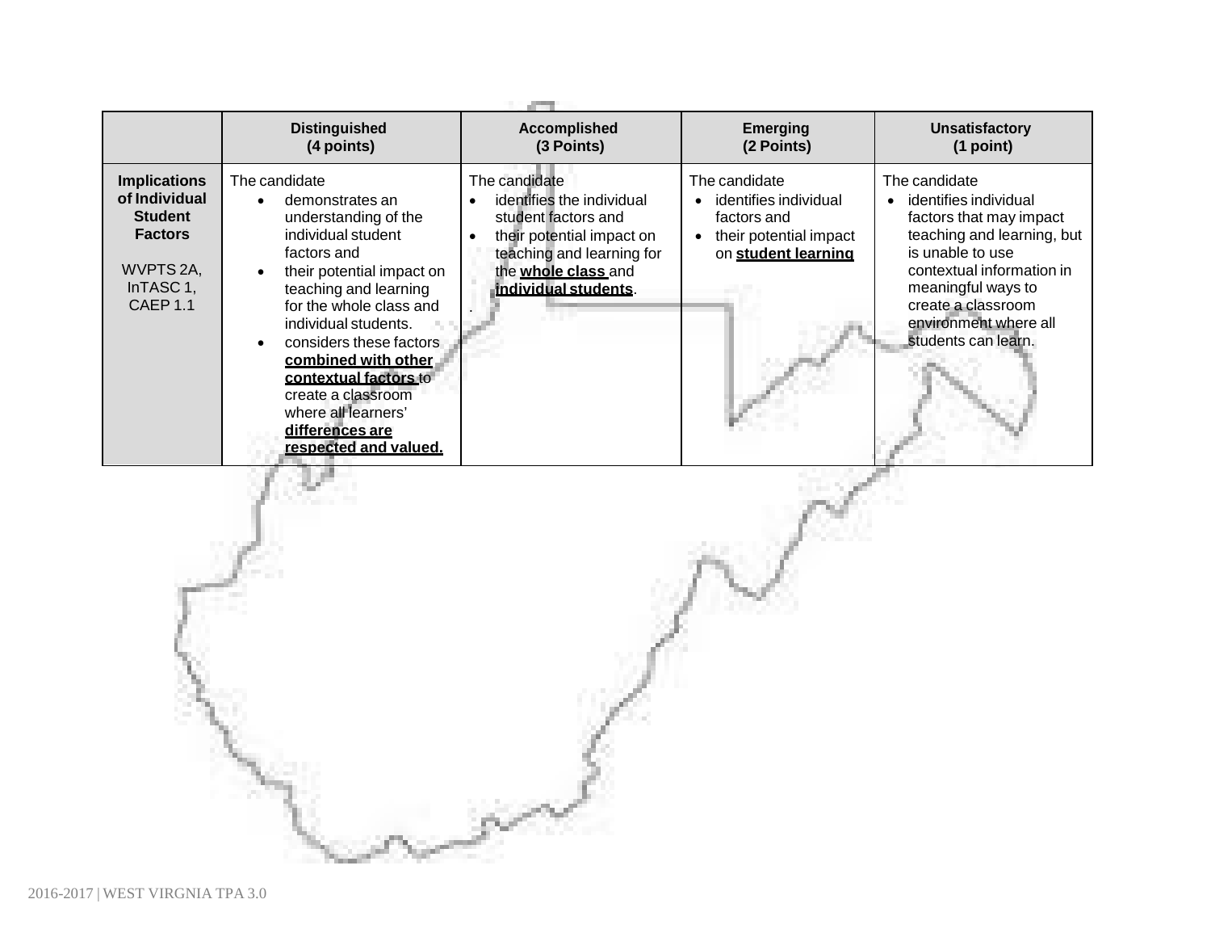| | Distinguished (4 points) | Accomplished (3 Points) | Emerging (2 Points) | Unsatisfactory (1 point) |
|---|---|---|---|---|
| **Implications of Individual Student Factors**<br><br>WVPTS 2A, InTASC 1, CAEP 1.1 | The candidate<br>• demonstrates an understanding of the individual student factors and<br>• their potential impact on teaching and learning for the whole class and individual students.<br>• considers these factors **combined with other contextual factors** to create a classroom where all learners' **differences are respected and valued.** | The candidate<br>• identifies the individual student factors and<br>• their potential impact on teaching and learning for the **whole class** and **individual students**.<br>. | The candidate<br>• identifies individual factors and<br>• their potential impact on **student learning** | The candidate<br>• identifies individual factors that may impact teaching and learning, but is unable to use contextual information in meaningful ways to create a classroom environment where all students can learn. |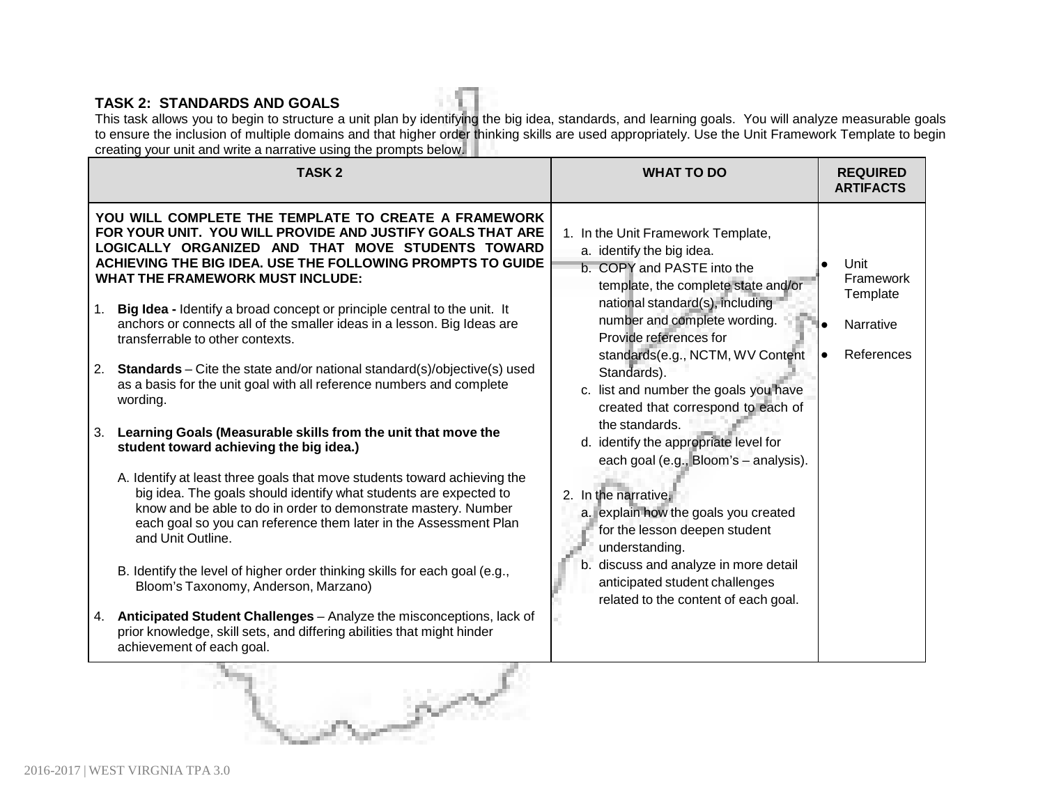### TASK 2: STANDARDS AND GOALS

This task allows you to begin to structure a unit plan by identifying the big idea, standards, and learning goals. You will analyze measurable goals to ensure the inclusion of multiple domains and that higher order thinking skills are used appropriately. Use the Unit Framework Template to begin creating your unit and write a narrative using the prompts below.

| TASK 2 | WHAT TO DO | REQUIRED ARTIFACTS |
|---|---|---|
| **YOU WILL COMPLETE THE TEMPLATE TO CREATE A FRAMEWORK FOR YOUR UNIT. YOU WILL PROVIDE AND JUSTIFY GOALS THAT ARE LOGICALLY ORGANIZED AND THAT MOVE STUDENTS TOWARD ACHIEVING THE BIG IDEA. USE THE FOLLOWING PROMPTS TO GUIDE WHAT THE FRAMEWORK MUST INCLUDE:**<br><br>1. **Big Idea -** Identify a broad concept or principle central to the unit. It anchors or connects all of the smaller ideas in a lesson. Big Ideas are transferrable to other contexts.<br><br>2. **Standards** – Cite the state and/or national standard(s)/objective(s) used as a basis for the unit goal with all reference numbers and complete wording.<br><br>3. **Learning Goals (Measurable skills from the unit that move the student toward achieving the big idea.)**<br><br>A. Identify at least three goals that move students toward achieving the big idea. The goals should identify what students are expected to know and be able to do in order to demonstrate mastery. Number each goal so you can reference them later in the Assessment Plan and Unit Outline.<br><br>B. Identify the level of higher order thinking skills for each goal (e.g., Bloom's Taxonomy, Anderson, Marzano)<br><br>4. **Anticipated Student Challenges** – Analyze the misconceptions, lack of prior knowledge, skill sets, and differing abilities that might hinder achievement of each goal. | 1. In the Unit Framework Template,<br>a. identify the big idea.<br>b. COPY and PASTE into the template, the complete state and/or national standard(s), including number and complete wording. Provide references for standards(e.g., NCTM, WV Content Standards).<br>c. list and number the goals you have created that correspond to each of the standards.<br>d. identify the appropriate level for each goal (e.g., Bloom's – analysis).<br><br>2. In the narrative,<br>a. explain how the goals you created for the lesson deepen student understanding.<br>b. discuss and analyze in more detail anticipated student challenges related to the content of each goal. | • Unit Framework Template<br><br>• Narrative<br><br>• References |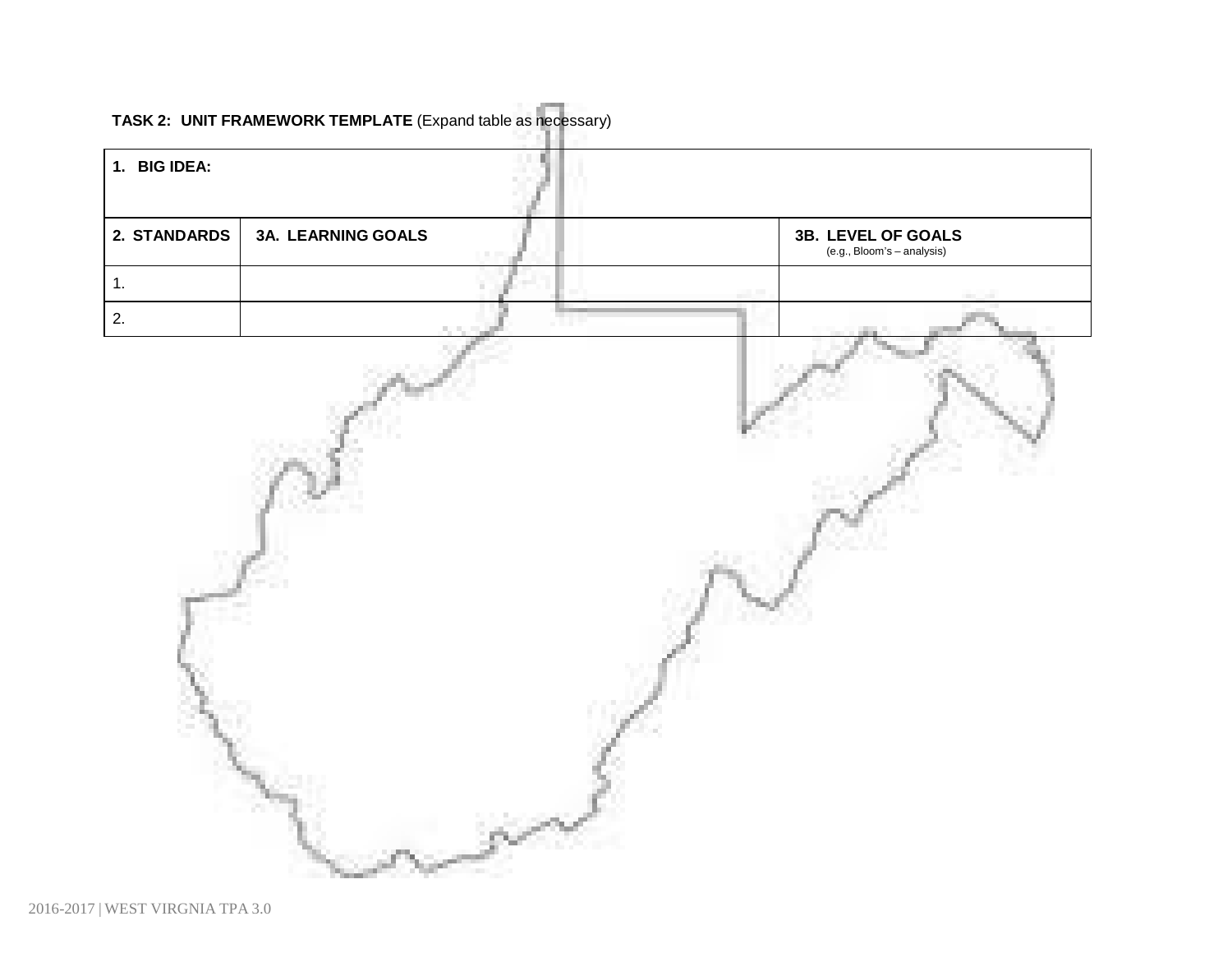**TASK 2: UNIT FRAMEWORK TEMPLATE** (Expand table as necessary)

| **1. BIG IDEA:** | | |
|---|---|---|
| **2. STANDARDS** | **3A. LEARNING GOALS** | **3B. LEVEL OF GOALS** (e.g., Bloom's – analysis) |
| 1. | | |
| 2. | | |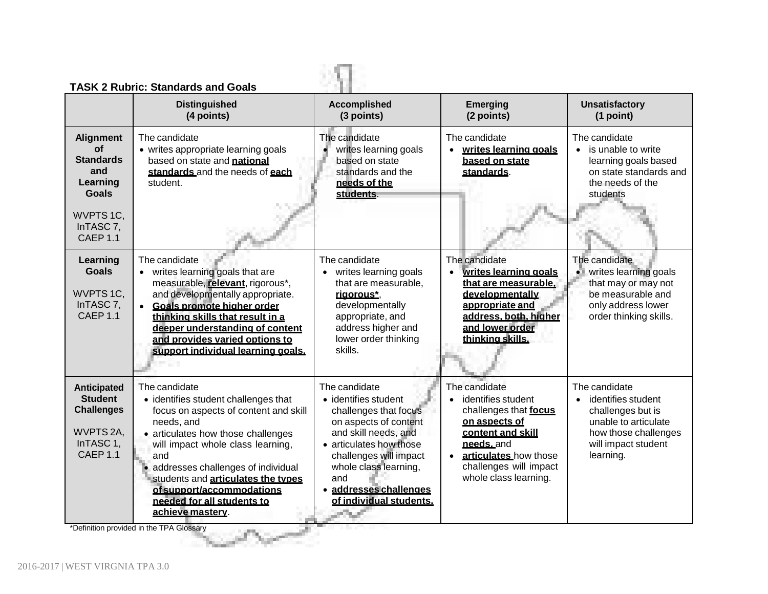### TASK 2 Rubric: Standards and Goals

| | Distinguished (4 points) | Accomplished (3 points) | Emerging (2 points) | Unsatisfactory (1 point) |
|---|---|---|---|---|
| **Alignment of Standards and Learning Goals** WVPTS 1C, InTASC 7, CAEP 1.1 | The candidate<br>• writes appropriate learning goals based on state and **national standards** and the needs of **each** student. | The candidate<br>• writes learning goals based on state standards and the **needs of the students**. | The candidate<br>• **writes learning goals based on state standards**. | The candidate<br>• is unable to write learning goals based on state standards and the needs of the students |
| **Learning Goals** WVPTS 1C, InTASC 7, CAEP 1.1 | The candidate<br>• writes learning goals that are measurable, **relevant**, rigorous*, and developmentally appropriate.<br>• **Goals promote higher order thinking skills that result in a deeper understanding of content and provides varied options to support individual learning goals.** | The candidate<br>• writes learning goals that are measurable, **rigorous***, developmentally appropriate, and address higher and lower order thinking skills. | The candidate<br>• **writes learning goals that are measurable, developmentally appropriate and address, both, higher and lower order thinking skills.** | The candidate<br>• writes learning goals that may or may not be measurable and only address lower order thinking skills. |
| **Anticipated Student Challenges** WVPTS 2A, InTASC 1, CAEP 1.1 | The candidate<br>• identifies student challenges that focus on aspects of content and skill needs, and<br>• articulates how those challenges will impact whole class learning, and<br>• addresses challenges of individual students and **articulates the types of support/accommodations needed for all students to achieve mastery**. | The candidate<br>• identifies student challenges that focus on aspects of content and skill needs, and<br>• articulates how those challenges will impact whole class learning, and<br>• **addresses challenges of individual students.** | The candidate<br>• identifies student challenges that **focus on aspects of content and skill needs,** and<br>• **articulates** how those challenges will impact whole class learning. | The candidate<br>• identifies student challenges but is unable to articulate how those challenges will impact student learning. |

*Definition provided in the TPA Glossary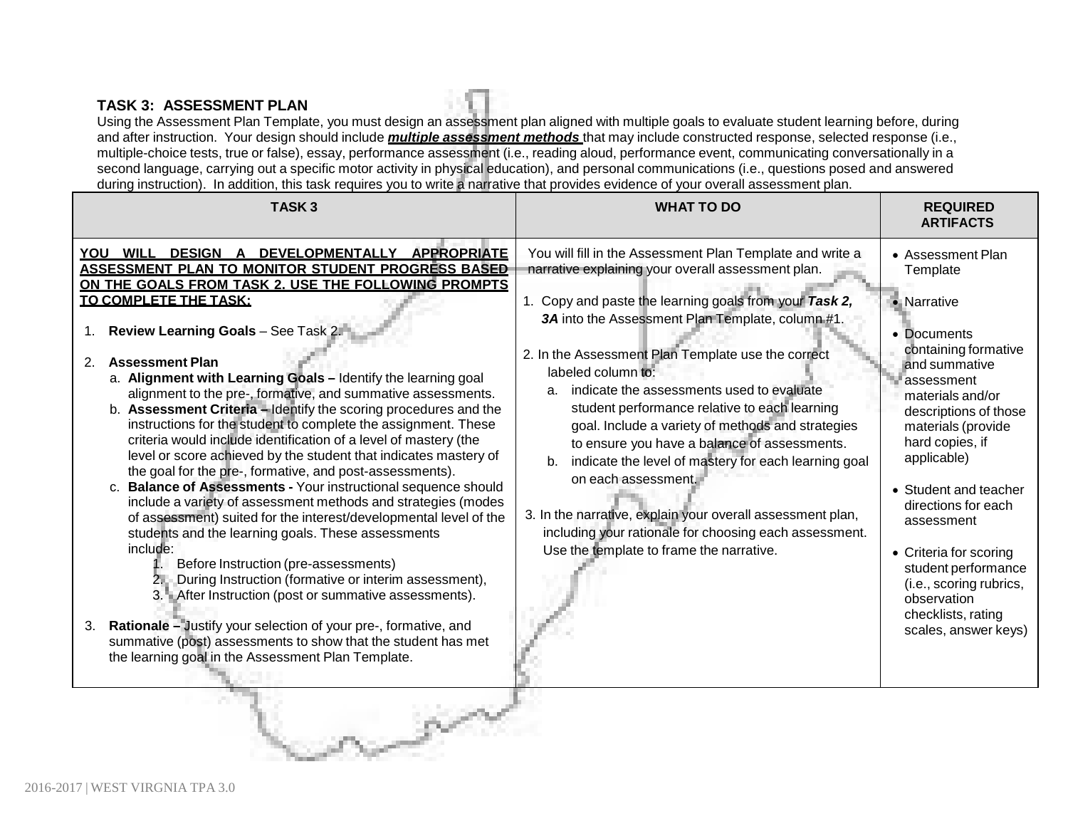### TASK 3: ASSESSMENT PLAN

Using the Assessment Plan Template, you must design an assessment plan aligned with multiple goals to evaluate student learning before, during and after instruction. Your design should include ***multiple assessment methods*** that may include constructed response, selected response (i.e., multiple-choice tests, true or false), essay, performance assessment (i.e., reading aloud, performance event, communicating conversationally in a second language, carrying out a specific motor activity in physical education), and personal communications (i.e., questions posed and answered during instruction). In addition, this task requires you to write a narrative that provides evidence of your overall assessment plan.

| TASK 3 | WHAT TO DO | REQUIRED ARTIFACTS |
|---|---|---|
| **YOU WILL DESIGN A DEVELOPMENTALLY APPROPRIATE ASSESSMENT PLAN TO MONITOR STUDENT PROGRESS BASED ON THE GOALS FROM TASK 2. USE THE FOLLOWING PROMPTS TO COMPLETE THE TASK:**<br><br>1. **Review Learning Goals** – See Task 2.<br><br>2. **Assessment Plan**<br>a. **Alignment with Learning Goals –** Identify the learning goal alignment to the pre-, formative, and summative assessments.<br>b. **Assessment Criteria –** Identify the scoring procedures and the instructions for the student to complete the assignment. These criteria would include identification of a level of mastery (the level or score achieved by the student that indicates mastery of the goal for the pre-, formative, and post-assessments).<br>c. **Balance of Assessments -** Your instructional sequence should include a variety of assessment methods and strategies (modes of assessment) suited for the interest/developmental level of the students and the learning goals. These assessments include:<br>1. Before Instruction (pre-assessments)<br>2. During Instruction (formative or interim assessment),<br>3. After Instruction (post or summative assessments).<br><br>3. **Rationale –** Justify your selection of your pre-, formative, and summative (post) assessments to show that the student has met the learning goal in the Assessment Plan Template. | You will fill in the Assessment Plan Template and write a narrative explaining your overall assessment plan.<br><br>1. Copy and paste the learning goals from your ***Task 2, 3A*** into the Assessment Plan Template, column #1.<br><br>2. In the Assessment Plan Template use the correct labeled column to:<br>a. indicate the assessments used to evaluate student performance relative to each learning goal. Include a variety of methods and strategies to ensure you have a balance of assessments.<br>b. indicate the level of mastery for each learning goal on each assessment.<br><br>3. In the narrative, explain your overall assessment plan, including your rationale for choosing each assessment. Use the template to frame the narrative. | • Assessment Plan Template<br><br>• Narrative<br><br>• Documents containing formative and summative assessment materials and/or descriptions of those materials (provide hard copies, if applicable)<br><br>• Student and teacher directions for each assessment<br><br>• Criteria for scoring student performance (i.e., scoring rubrics, observation checklists, rating scales, answer keys) |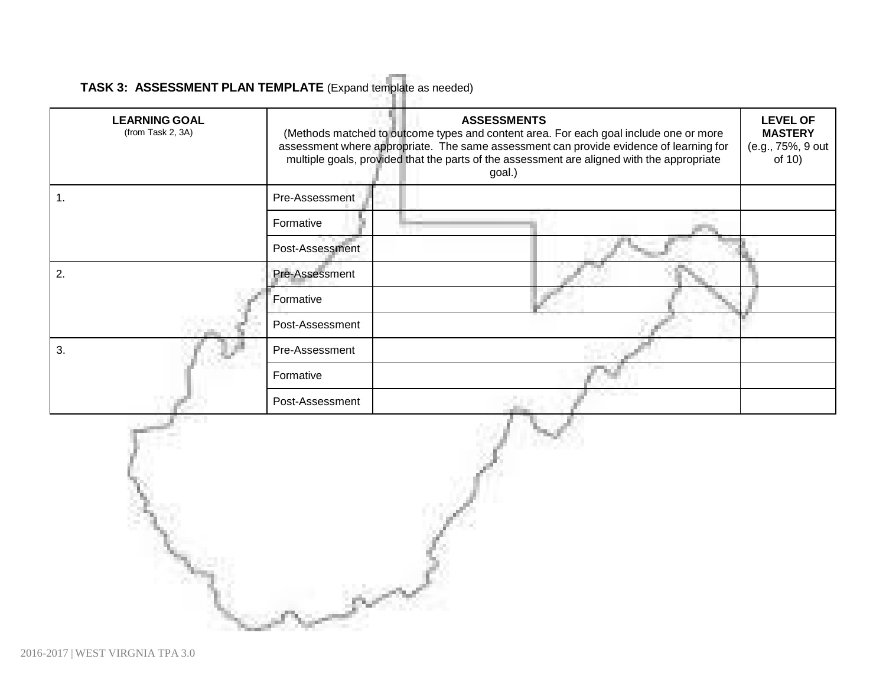**TASK 3: ASSESSMENT PLAN TEMPLATE** (Expand template as needed)

| **LEARNING GOAL** (from Task 2, 3A) | **ASSESSMENTS** (Methods matched to outcome types and content area. For each goal include one or more assessment where appropriate. The same assessment can provide evidence of learning for multiple goals, provided that the parts of the assessment are aligned with the appropriate goal.) | | **LEVEL OF MASTERY** (e.g., 75%, 9 out of 10) |
|---|---|---|---|
| 1. | Pre-Assessment | | |
| | Formative | | |
| | Post-Assessment | | |
| 2. | Pre-Assessment | | |
| | Formative | | |
| | Post-Assessment | | |
| 3. | Pre-Assessment | | |
| | Formative | | |
| | Post-Assessment | | |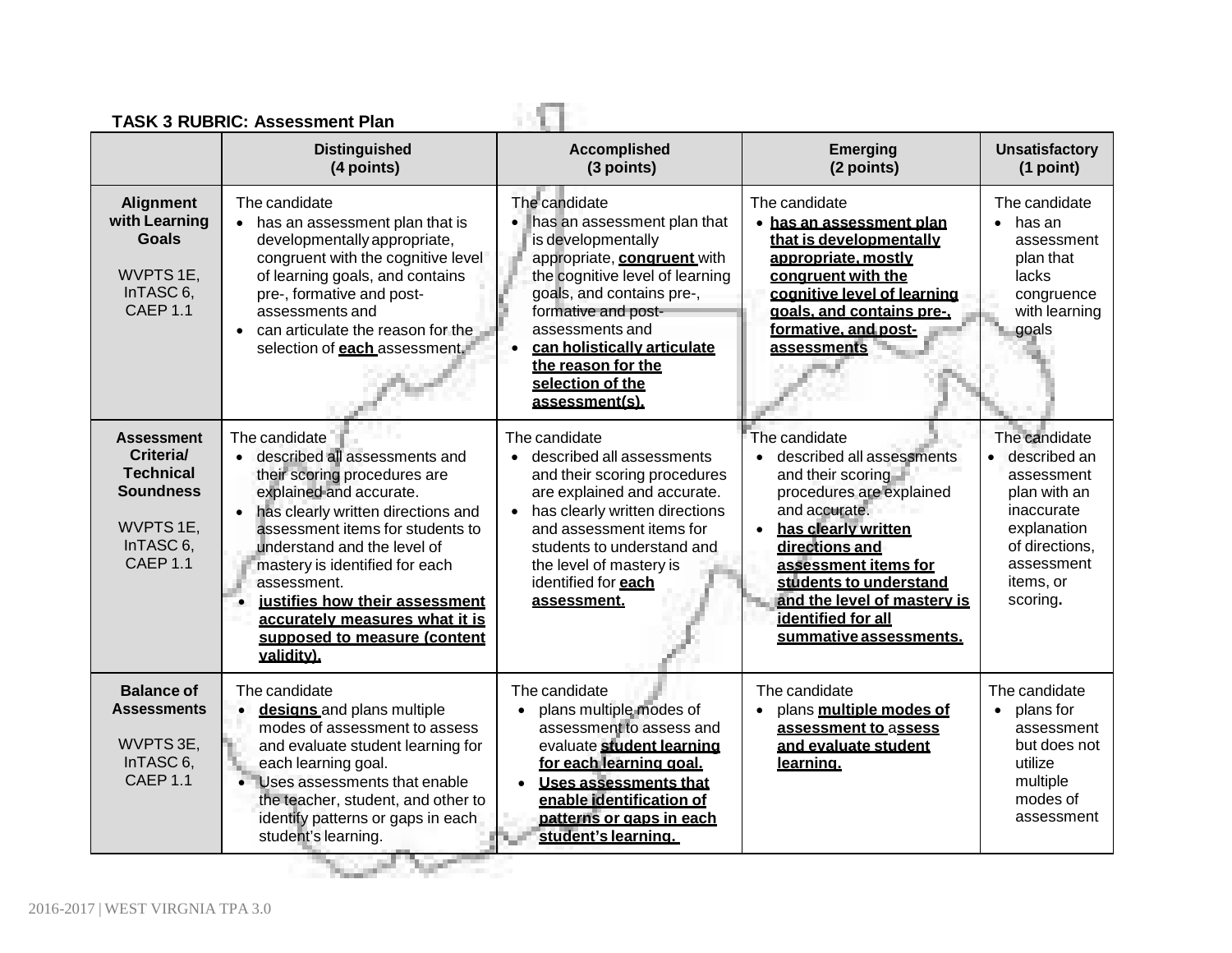**TASK 3 RUBRIC: Assessment Plan**

| | Distinguished (4 points) | Accomplished (3 points) | Emerging (2 points) | Unsatisfactory (1 point) |
|---|---|---|---|---|
| **Alignment with Learning Goals**<br><br>WVPTS 1E, InTASC 6, CAEP 1.1 | The candidate<br>• has an assessment plan that is developmentally appropriate, congruent with the cognitive level of learning goals, and contains pre-, formative and post-assessments and<br>• can articulate the reason for the selection of **each** assessment. | The candidate<br>• has an assessment plan that is developmentally appropriate, **congruent** with the cognitive level of learning goals, and contains pre-, formative and post-assessments and<br>• **can holistically articulate the reason for the selection of the assessment(s).** | The candidate<br>• **has an assessment plan that is developmentally appropriate, mostly congruent with the cognitive level of learning goals, and contains pre-, formative, and post-assessments** | The candidate<br>• has an assessment plan that lacks congruence with learning goals |
| **Assessment Criteria/ Technical Soundness**<br><br>WVPTS 1E, InTASC 6, CAEP 1.1 | The candidate<br>• described all assessments and their scoring procedures are explained and accurate.<br>• has clearly written directions and assessment items for students to understand and the level of mastery is identified for each assessment.<br>• **justifies how their assessment accurately measures what it is supposed to measure (content validity).** | The candidate<br>• described all assessments and their scoring procedures are explained and accurate.<br>• has clearly written directions and assessment items for students to understand and the level of mastery is identified for **each assessment.** | The candidate<br>• described all assessments and their scoring procedures are explained and accurate.<br>• **has clearly written directions and assessment items for students to understand and the level of mastery is identified for all summative assessments.** | The candidate<br>• described an assessment plan with an inaccurate explanation of directions, assessment items, or scoring. |
| **Balance of Assessments**<br><br>WVPTS 3E, InTASC 6, CAEP 1.1 | The candidate<br>• **designs** and plans multiple modes of assessment to assess and evaluate student learning for each learning goal.<br>• Uses assessments that enable the teacher, student, and other to identify patterns or gaps in each student's learning. | The candidate<br>• plans multiple modes of assessment to assess and evaluate **student learning for each learning goal.**<br>• **Uses assessments that enable identification of patterns or gaps in each student's learning.** | The candidate<br>• plans **multiple modes of assessment to assess and evaluate student learning.** | The candidate<br>• plans for assessment but does not utilize multiple modes of assessment |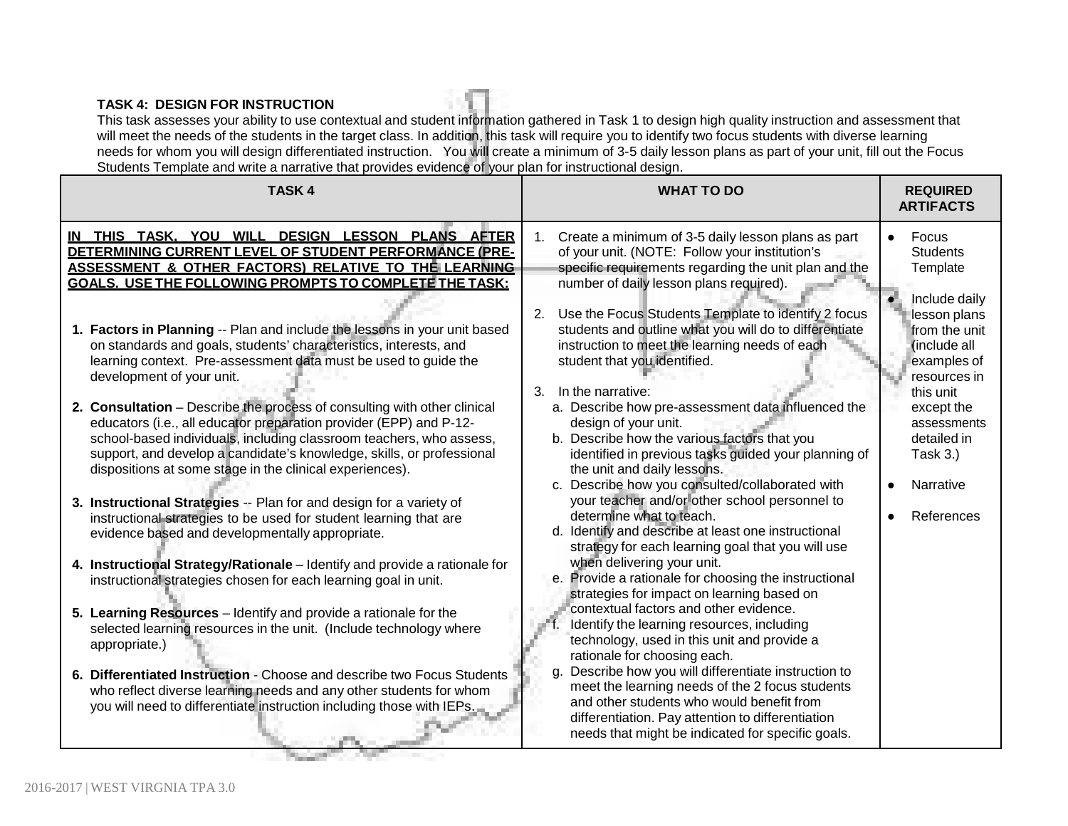**TASK 4: DESIGN FOR INSTRUCTION**

This task assesses your ability to use contextual and student information gathered in Task 1 to design high quality instruction and assessment that will meet the needs of the students in the target class. In addition, this task will require you to identify two focus students with diverse learning needs for whom you will design differentiated instruction. You will create a minimum of 3-5 daily lesson plans as part of your unit, fill out the Focus Students Template and write a narrative that provides evidence of your plan for instructional design.

| TASK 4 | WHAT TO DO | REQUIRED ARTIFACTS |
|---|---|---|
| **IN THIS TASK, YOU WILL DESIGN LESSON PLANS AFTER DETERMINING CURRENT LEVEL OF STUDENT PERFORMANCE (PRE-ASSESSMENT & OTHER FACTORS) RELATIVE TO THE LEARNING GOALS. USE THE FOLLOWING PROMPTS TO COMPLETE THE TASK:**<br><br>1. **Factors in Planning** -- Plan and include the lessons in your unit based on standards and goals, students' characteristics, interests, and learning context. Pre-assessment data must be used to guide the development of your unit.<br><br>2. **Consultation** – Describe the process of consulting with other clinical educators (i.e., all educator preparation provider (EPP) and P-12-school-based individuals, including classroom teachers, who assess, support, and develop a candidate's knowledge, skills, or professional dispositions at some stage in the clinical experiences).<br><br>3. **Instructional Strategies** -- Plan for and design for a variety of instructional strategies to be used for student learning that are evidence based and developmentally appropriate.<br><br>4. **Instructional Strategy/Rationale** – Identify and provide a rationale for instructional strategies chosen for each learning goal in unit.<br><br>5. **Learning Resources** – Identify and provide a rationale for the selected learning resources in the unit. (Include technology where appropriate.)<br><br>6. **Differentiated Instruction** - Choose and describe two Focus Students who reflect diverse learning needs and any other students for whom you will need to differentiate instruction including those with IEPs. | 1. Create a minimum of 3-5 daily lesson plans as part of your unit. (NOTE: Follow your institution's specific requirements regarding the unit plan and the number of daily lesson plans required).<br><br>2. Use the Focus Students Template to identify 2 focus students and outline what you will do to differentiate instruction to meet the learning needs of each student that you identified.<br><br>3. In the narrative:<br>a. Describe how pre-assessment data influenced the design of your unit.<br>b. Describe how the various factors that you identified in previous tasks guided your planning of the unit and daily lessons.<br>c. Describe how you consulted/collaborated with your teacher and/or other school personnel to determine what to teach.<br>d. Identify and describe at least one instructional strategy for each learning goal that you will use when delivering your unit.<br>e. Provide a rationale for choosing the instructional strategies for impact on learning based on contextual factors and other evidence.<br>f. Identify the learning resources, including technology, used in this unit and provide a rationale for choosing each.<br>g. Describe how you will differentiate instruction to meet the learning needs of the 2 focus students and other students who would benefit from differentiation. Pay attention to differentiation needs that might be indicated for specific goals. | • Focus Students Template<br><br>• Include daily lesson plans from the unit (include all examples of resources in this unit except the assessments detailed in Task 3.)<br><br>• Narrative<br><br>• References |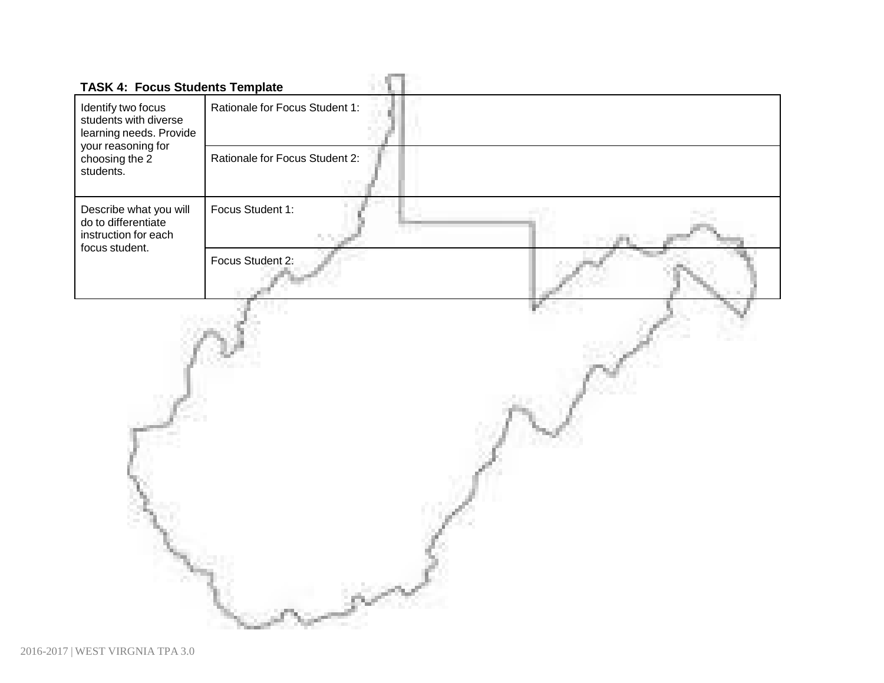**TASK 4: Focus Students Template**

| | | |
|---|---|---|
| Identify two focus students with diverse learning needs. Provide your reasoning for choosing the 2 students. | Rationale for Focus Student 1: | |
| | Rationale for Focus Student 2: | |
| Describe what you will do to differentiate instruction for each focus student. | Focus Student 1: | |
| | Focus Student 2: | |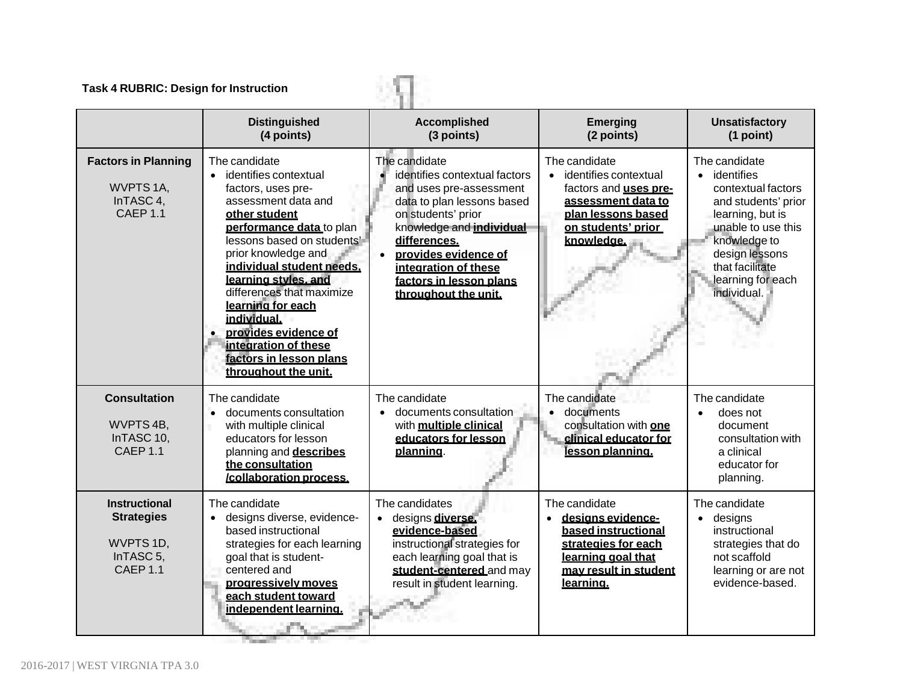**Task 4 RUBRIC: Design for Instruction**

| | Distinguished (4 points) | Accomplished (3 points) | Emerging (2 points) | Unsatisfactory (1 point) |
|---|---|---|---|---|
| **Factors in Planning**<br><br>WVPTS 1A, InTASC 4, CAEP 1.1 | The candidate<br>• identifies contextual factors, uses pre-assessment data and **other student performance data** to plan lessons based on students' prior knowledge and **individual student needs, learning styles, and** differences that maximize **learning for each individual.**<br>• **provides evidence of integration of these factors in lesson plans throughout the unit.** | The candidate<br>• identifies contextual factors and uses pre-assessment data to plan lessons based on students' prior knowledge and **individual differences.**<br>• **provides evidence of integration of these factors in lesson plans throughout the unit.** | The candidate<br>• identifies contextual factors and **uses pre-assessment data to plan lessons based on students' prior knowledge.** | The candidate<br>• identifies contextual factors and students' prior learning, but is unable to use this knowledge to design lessons that facilitate learning for each individual. |
| **Consultation**<br><br>WVPTS 4B, InTASC 10, CAEP 1.1 | The candidate<br>• documents consultation with multiple clinical educators for lesson planning and **describes the consultation /collaboration process.** | The candidate<br>• documents consultation with **multiple clinical educators for lesson planning**. | The candidate<br>• documents consultation with **one clinical educator for lesson planning.** | The candidate<br>• does not document consultation with a clinical educator for planning. |
| **Instructional Strategies**<br><br>WVPTS 1D, InTASC 5, CAEP 1.1 | The candidate<br>• designs diverse, evidence-based instructional strategies for each learning goal that is student-centered and **progressively moves each student toward independent learning.** | The candidates<br>• designs **diverse, evidence-based** instructional strategies for each learning goal that is **student-centered** and may result in student learning. | The candidate<br>• **designs evidence-based instructional strategies for each learning goal that may result in student learning.** | The candidate<br>• designs instructional strategies that do not scaffold learning or are not evidence-based. |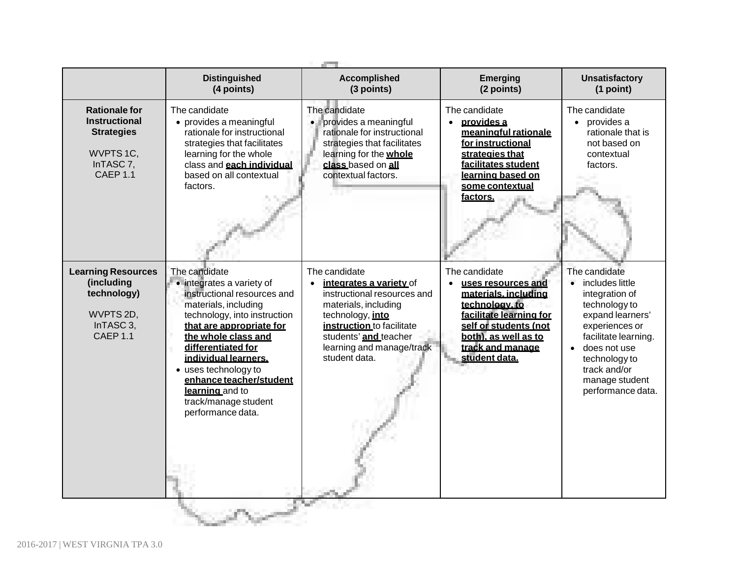|  | Distinguished (4 points) | Accomplished (3 points) | Emerging (2 points) | Unsatisfactory (1 point) |
|---|---|---|---|---|
| **Rationale for Instructional Strategies**<br><br>WVPTS 1C, InTASC 7, CAEP 1.1 | The candidate<br>• provides a meaningful rationale for instructional strategies that facilitates learning for the whole class and **each individual** based on all contextual factors. | The candidate<br>• provides a meaningful rationale for instructional strategies that facilitates learning for the **whole class** based on **all** contextual factors. | The candidate<br>• **provides a meaningful rationale for instructional strategies that facilitates student learning based on some contextual factors.** | The candidate<br>• provides a rationale that is not based on contextual factors. |
| **Learning Resources (including technology)**<br><br>WVPTS 2D, InTASC 3, CAEP 1.1 | The candidate<br>• integrates a variety of instructional resources and materials, including technology, into instruction **that are appropriate for the whole class and differentiated for individual learners.**<br>• uses technology to **enhance teacher/student learning** and to track/manage student performance data. | The candidate<br>• **integrates a variety** of instructional resources and materials, including technology, **into instruction** to facilitate students' **and** teacher learning and manage/track student data. | The candidate<br>• **uses resources and materials, including technology, to facilitate learning for self or students (not both), as well as to track and manage student data.** | The candidate<br>• includes little integration of technology to expand learners' experiences or facilitate learning.<br>• does not use technology to track and/or manage student performance data. |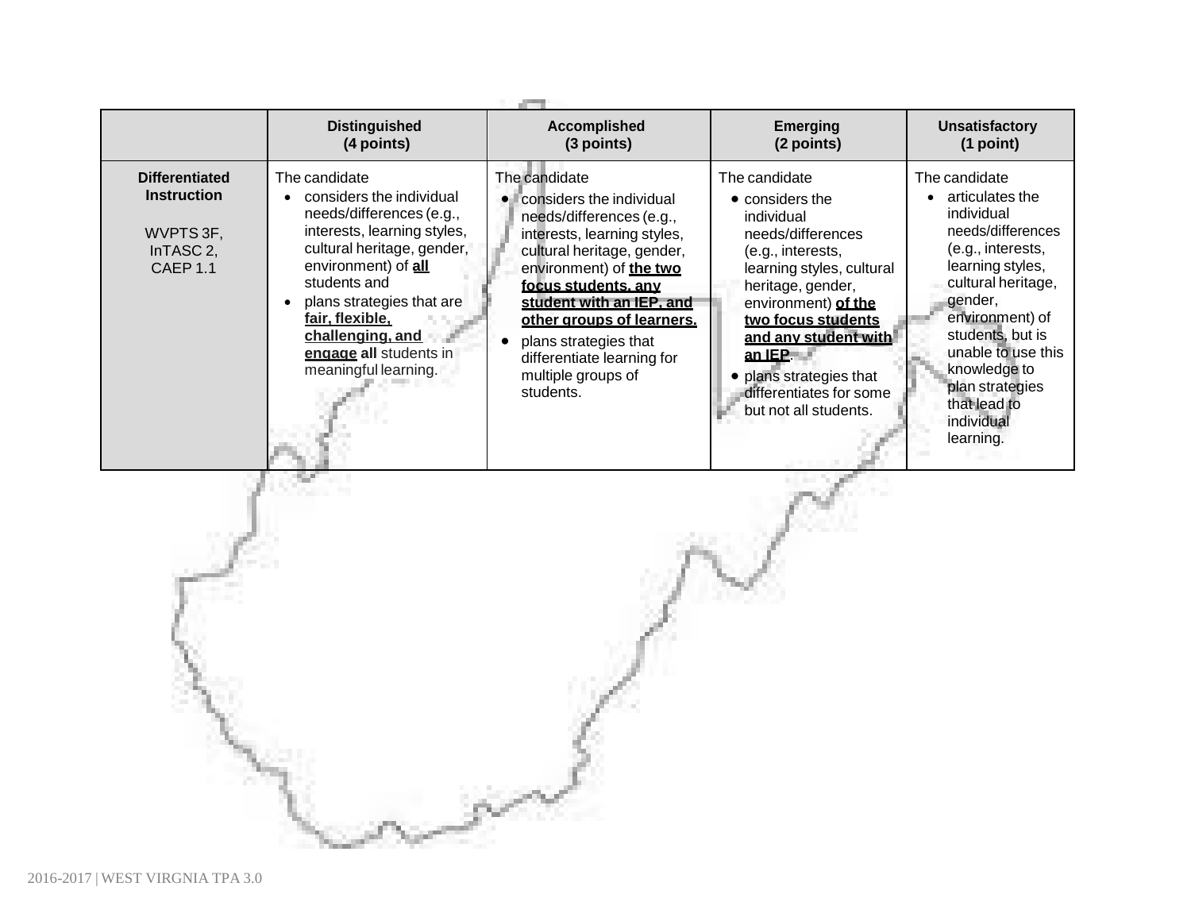| | Distinguished (4 points) | Accomplished (3 points) | Emerging (2 points) | Unsatisfactory (1 point) |
|---|---|---|---|---|
| **Differentiated Instruction**<br><br>WVPTS 3F, InTASC 2, CAEP 1.1 | The candidate<br>• considers the individual needs/differences (e.g., interests, learning styles, cultural heritage, gender, environment) of **all** students and<br>• plans strategies that are **fair, flexible, challenging, and engage all** students in meaningful learning. | The candidate<br>• considers the individual needs/differences (e.g., interests, learning styles, cultural heritage, gender, environment) of **the two focus students, any student with an IEP, and other groups of learners.**<br>• plans strategies that differentiate learning for multiple groups of students. | The candidate<br>• considers the individual needs/differences (e.g., interests, learning styles, cultural heritage, gender, environment) **of the two focus students and any student with an IEP**.<br>• plans strategies that differentiates for some but not all students. | The candidate<br>• articulates the individual needs/differences (e.g., interests, learning styles, cultural heritage, gender, environment) of students, but is unable to use this knowledge to plan strategies that lead to individual learning. |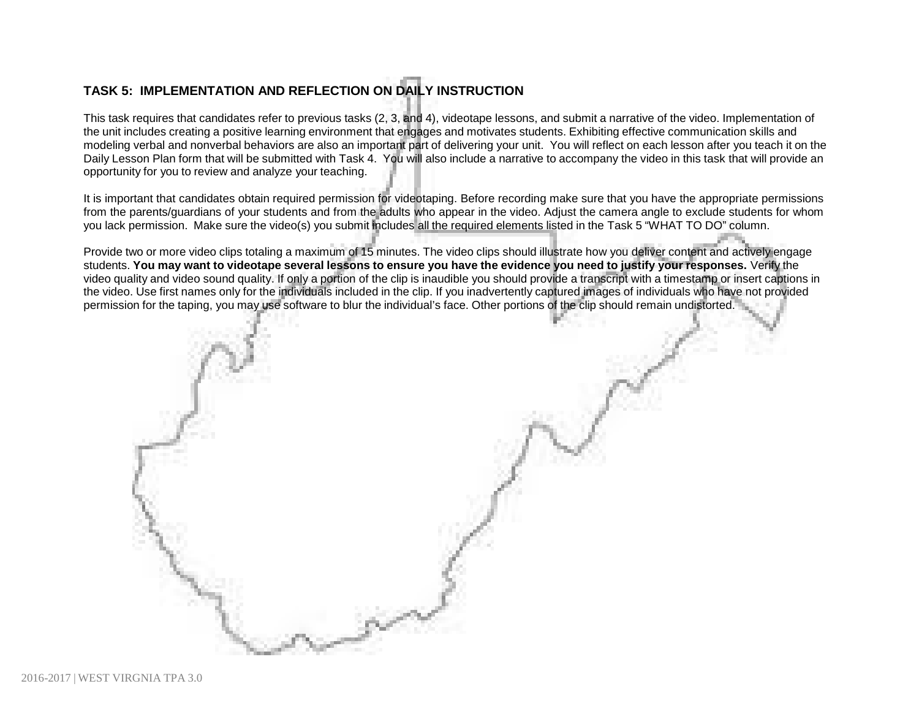## TASK 5: IMPLEMENTATION AND REFLECTION ON DAILY INSTRUCTION

This task requires that candidates refer to previous tasks (2, 3, and 4), videotape lessons, and submit a narrative of the video. Implementation of the unit includes creating a positive learning environment that engages and motivates students. Exhibiting effective communication skills and modeling verbal and nonverbal behaviors are also an important part of delivering your unit. You will reflect on each lesson after you teach it on the Daily Lesson Plan form that will be submitted with Task 4. You will also include a narrative to accompany the video in this task that will provide an opportunity for you to review and analyze your teaching.

It is important that candidates obtain required permission for videotaping. Before recording make sure that you have the appropriate permissions from the parents/guardians of your students and from the adults who appear in the video. Adjust the camera angle to exclude students for whom you lack permission. Make sure the video(s) you submit includes all the required elements listed in the Task 5 "WHAT TO DO" column.

Provide two or more video clips totaling a maximum of 15 minutes. The video clips should illustrate how you deliver content and actively engage students. **You may want to videotape several lessons to ensure you have the evidence you need to justify your responses.** Verify the video quality and video sound quality. If only a portion of the clip is inaudible you should provide a transcript with a timestamp or insert captions in the video. Use first names only for the individuals included in the clip. If you inadvertently captured images of individuals who have not provided permission for the taping, you may use software to blur the individual's face. Other portions of the clip should remain undistorted.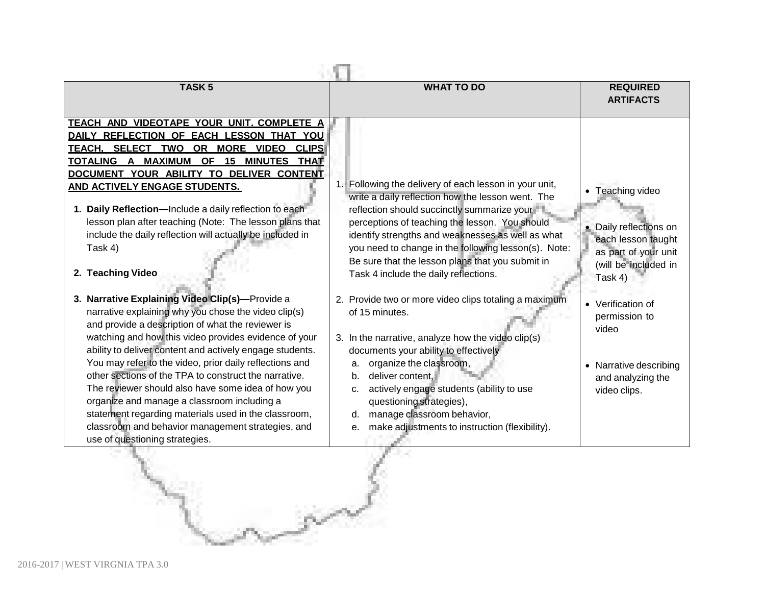| TASK 5 | WHAT TO DO | REQUIRED ARTIFACTS |
| --- | --- | --- |
| **TEACH AND VIDEOTAPE YOUR UNIT. COMPLETE A DAILY REFLECTION OF EACH LESSON THAT YOU TEACH. SELECT TWO OR MORE VIDEO CLIPS TOTALING A MAXIMUM OF 15 MINUTES THAT DOCUMENT YOUR ABILITY TO DELIVER CONTENT AND ACTIVELY ENGAGE STUDENTS.**<br><br>1. **Daily Reflection—**Include a daily reflection to each lesson plan after teaching (Note: The lesson plans that include the daily reflection will actually be included in Task 4)<br><br>2. **Teaching Video**<br><br>3. **Narrative Explaining Video Clip(s)—**Provide a narrative explaining why you chose the video clip(s) and provide a description of what the reviewer is watching and how this video provides evidence of your ability to deliver content and actively engage students. You may refer to the video, prior daily reflections and other sections of the TPA to construct the narrative. The reviewer should also have some idea of how you organize and manage a classroom including a statement regarding materials used in the classroom, classroom and behavior management strategies, and use of questioning strategies. | 1. Following the delivery of each lesson in your unit, write a daily reflection how the lesson went. The reflection should succinctly summarize your perceptions of teaching the lesson. You should identify strengths and weaknesses as well as what you need to change in the following lesson(s). Note: Be sure that the lesson plans that you submit in Task 4 include the daily reflections.<br><br>2. Provide two or more video clips totaling a maximum of 15 minutes.<br><br>3. In the narrative, analyze how the video clip(s) documents your ability to effectively<br>a. organize the classroom,<br>b. deliver content,<br>c. actively engage students (ability to use questioning strategies),<br>d. manage classroom behavior,<br>e. make adjustments to instruction (flexibility). | • Teaching video<br><br>• Daily reflections on each lesson taught as part of your unit (will be included in Task 4)<br><br>• Verification of permission to video<br><br>• Narrative describing and analyzing the video clips. |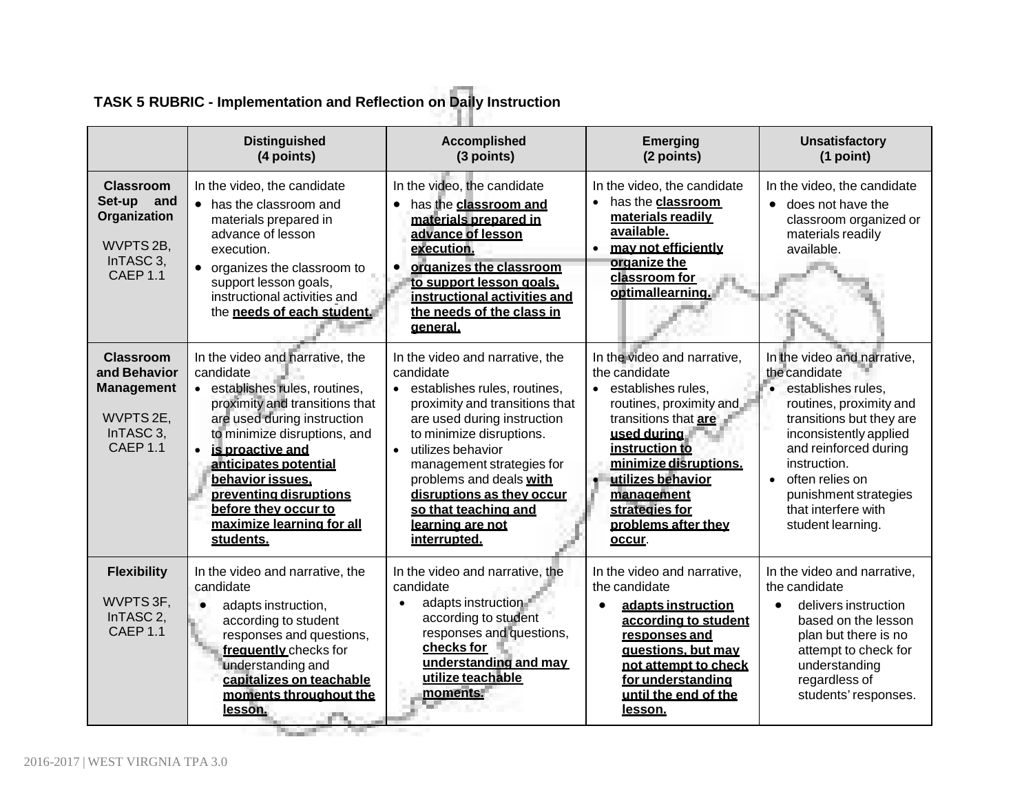### TASK 5 RUBRIC - Implementation and Reflection on Daily Instruction

| | Distinguished (4 points) | Accomplished (3 points) | Emerging (2 points) | Unsatisfactory (1 point) |
|---|---|---|---|---|
| **Classroom Set-up and Organization**<br><br>WVPTS 2B, InTASC 3, CAEP 1.1 | In the video, the candidate<br>• has the classroom and materials prepared in advance of lesson execution.<br>• organizes the classroom to support lesson goals, instructional activities and the **needs of each student.** | In the video, the candidate<br>• has the **classroom and materials prepared in advance of lesson execution.**<br>• **organizes the classroom to support lesson goals, instructional activities and the needs of the class in general.** | In the video, the candidate<br>• has the **classroom materials readily available.**<br>• **may not efficiently organize the classroom for optimallearning.** | In the video, the candidate<br>• does not have the classroom organized or materials readily available. |
| **Classroom and Behavior Management**<br><br>WVPTS 2E, InTASC 3, CAEP 1.1 | In the video and narrative, the candidate<br>• establishes rules, routines, proximity and transitions that are used during instruction to minimize disruptions, and<br>• **is proactive and anticipates potential behavior issues, preventing disruptions before they occur to maximize learning for all students.** | In the video and narrative, the candidate<br>• establishes rules, routines, proximity and transitions that are used during instruction to minimize disruptions.<br>• utilizes behavior management strategies for problems and deals **with disruptions as they occur so that teaching and learning are not interrupted.** | In the video and narrative, the candidate<br>• establishes rules, routines, proximity and transitions that **are used during instruction to minimize disruptions.**<br>• **utilizes behavior management strategies for problems after they occur**. | In the video and narrative, the candidate<br>• establishes rules, routines, proximity and transitions but they are inconsistently applied and reinforced during instruction.<br>• often relies on punishment strategies that interfere with student learning. |
| **Flexibility**<br><br>WVPTS 3F, InTASC 2, CAEP 1.1 | In the video and narrative, the candidate<br>• adapts instruction, according to student responses and questions, **frequently** checks for understanding and **capitalizes on teachable moments throughout the lesson.** | In the video and narrative, the candidate<br>• adapts instruction according to student responses and questions, **checks for understanding and may utilize teachable moments.** | In the video and narrative, the candidate<br>• **adapts instruction according to student responses and questions, but may not attempt to check for understanding until the end of the lesson.** | In the video and narrative, the candidate<br>• delivers instruction based on the lesson plan but there is no attempt to check for understanding regardless of students' responses. |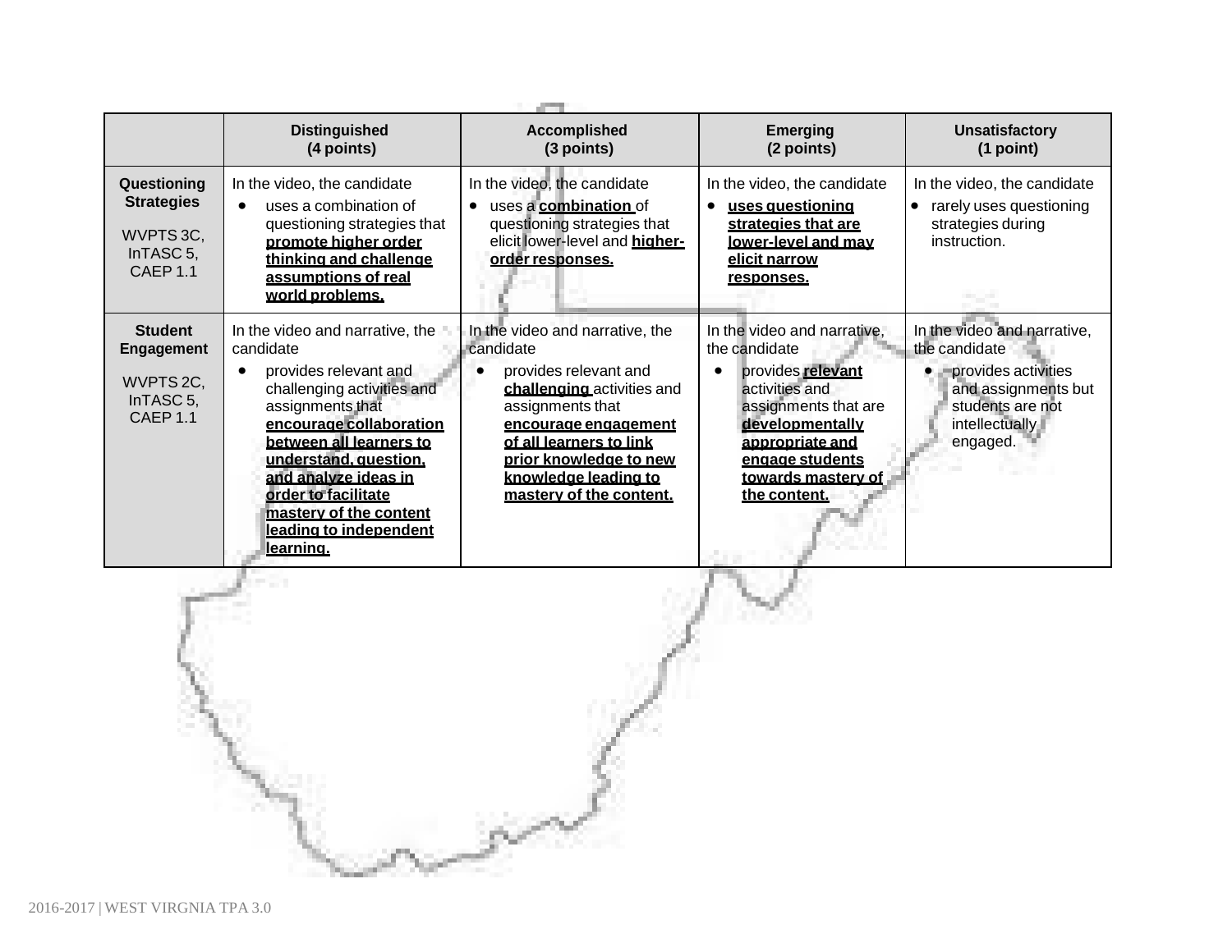| | Distinguished (4 points) | Accomplished (3 points) | Emerging (2 points) | Unsatisfactory (1 point) |
|---|---|---|---|---|
| **Questioning Strategies**<br><br>WVPTS 3C, InTASC 5, CAEP 1.1 | In the video, the candidate<br>• uses a combination of questioning strategies that **promote higher order thinking and challenge assumptions of real world problems.** | In the video, the candidate<br>• uses a **combination** of questioning strategies that elicit lower-level and **higher-order responses.** | In the video, the candidate<br>• **uses questioning strategies that are lower-level and may elicit narrow responses.** | In the video, the candidate<br>• rarely uses questioning strategies during instruction. |
| **Student Engagement**<br><br>WVPTS 2C, InTASC 5, CAEP 1.1 | In the video and narrative, the candidate<br>• provides relevant and challenging activities and assignments that **encourage collaboration between all learners to understand, question, and analyze ideas in order to facilitate mastery of the content leading to independent learning.** | In the video and narrative, the candidate<br>• provides relevant and **challenging** activities and assignments that **encourage engagement of all learners to link prior knowledge to new knowledge leading to mastery of the content.** | In the video and narrative, the candidate<br>• provides **relevant** activities and assignments that are **developmentally appropriate and engage students towards mastery of the content.** | In the video and narrative, the candidate<br>• provides activities and assignments but students are not intellectually engaged. |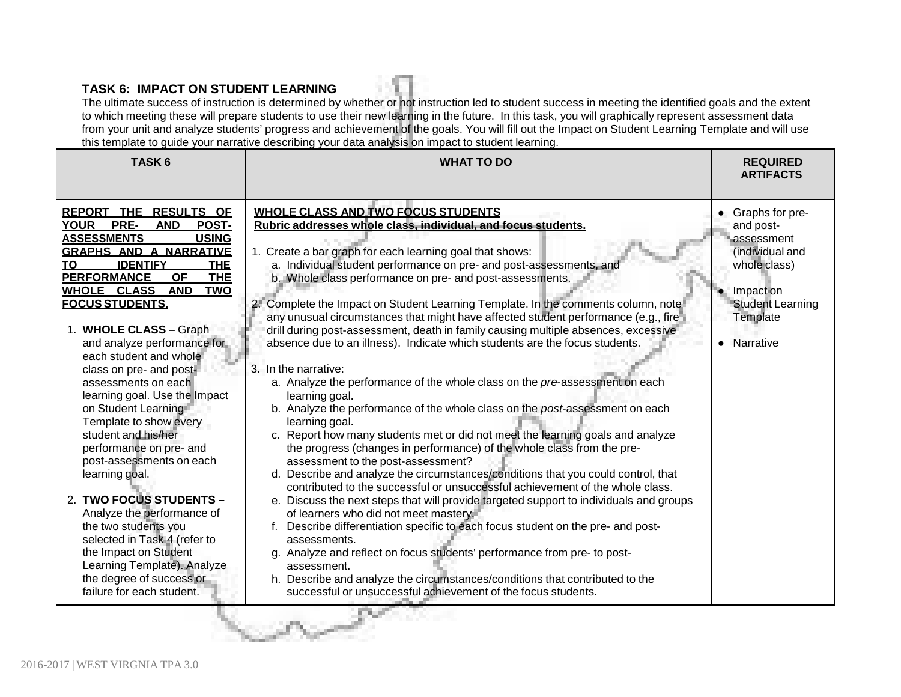## TASK 6: IMPACT ON STUDENT LEARNING

The ultimate success of instruction is determined by whether or not instruction led to student success in meeting the identified goals and the extent to which meeting these will prepare students to use their new learning in the future. In this task, you will graphically represent assessment data from your unit and analyze students' progress and achievement of the goals. You will fill out the Impact on Student Learning Template and will use this template to guide your narrative describing your data analysis on impact to student learning.

| TASK 6 | WHAT TO DO | REQUIRED ARTIFACTS |
|---|---|---|
| **REPORT THE RESULTS OF YOUR PRE- AND POST-ASSESSMENTS USING GRAPHS AND A NARRATIVE TO IDENTIFY THE PERFORMANCE OF THE WHOLE CLASS AND TWO FOCUS STUDENTS.**<br><br>1. **WHOLE CLASS –** Graph and analyze performance for each student and whole class on pre- and post-assessments on each learning goal. Use the Impact on Student Learning Template to show every student and his/her performance on pre- and post-assessments on each learning goal.<br><br>2. **TWO FOCUS STUDENTS –** Analyze the performance of the two students you selected in Task 4 (refer to the Impact on Student Learning Template). Analyze the degree of success or failure for each student. | **WHOLE CLASS AND TWO FOCUS STUDENTS**<br>**Rubric addresses whole class, individual, and focus students.**<br><br>1. Create a bar graph for each learning goal that shows:<br>a. Individual student performance on pre- and post-assessments, and<br>b. Whole class performance on pre- and post-assessments.<br><br>2. Complete the Impact on Student Learning Template. In the comments column, note any unusual circumstances that might have affected student performance (e.g., fire drill during post-assessment, death in family causing multiple absences, excessive absence due to an illness). Indicate which students are the focus students.<br><br>3. In the narrative:<br>a. Analyze the performance of the whole class on the *pre*-assessment on each learning goal.<br>b. Analyze the performance of the whole class on the *post*-assessment on each learning goal.<br>c. Report how many students met or did not meet the learning goals and analyze the progress (changes in performance) of the whole class from the pre-assessment to the post-assessment?<br>d. Describe and analyze the circumstances/conditions that you could control, that contributed to the successful or unsuccessful achievement of the whole class.<br>e. Discuss the next steps that will provide targeted support to individuals and groups of learners who did not meet mastery.<br>f. Describe differentiation specific to each focus student on the pre- and post-assessments.<br>g. Analyze and reflect on focus students' performance from pre- to post-assessment.<br>h. Describe and analyze the circumstances/conditions that contributed to the successful or unsuccessful achievement of the focus students. | • Graphs for pre- and post-assessment (individual and whole class)<br><br>• Impact on Student Learning Template<br><br>• Narrative |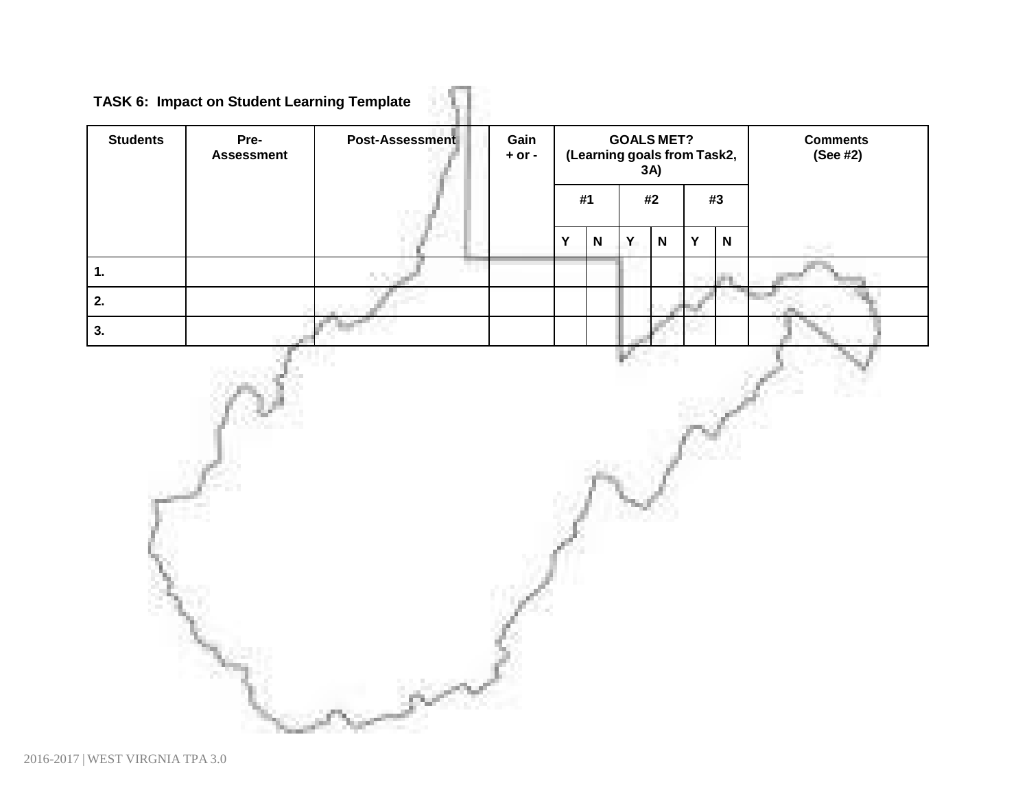**TASK 6: Impact on Student Learning Template**

| Students | Pre-Assessment | Post-Assessment | Gain + or - | GOALS MET? (Learning goals from Task2, 3A) | | | | | | Comments (See #2) |
|---|---|---|---|---|---|---|---|---|---|---|
| | | | | #1 | | #2 | | #3 | | |
| | | | | Y | N | Y | N | Y | N | |
| 1. | | | | | | | | | | |
| 2. | | | | | | | | | | |
| 3. | | | | | | | | | | |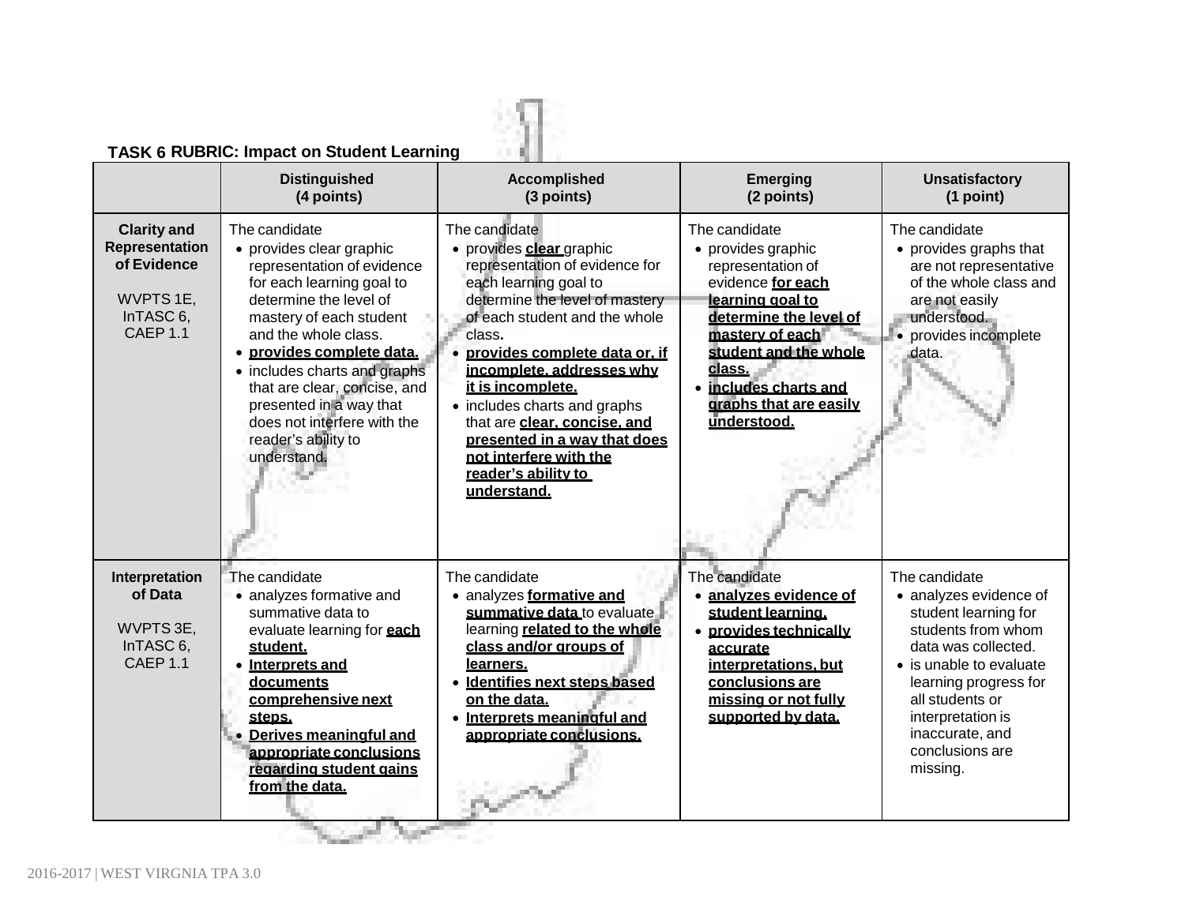## TASK 6 RUBRIC: Impact on Student Learning

| | Distinguished (4 points) | Accomplished (3 points) | Emerging (2 points) | Unsatisfactory (1 point) |
|---|---|---|---|---|
| **Clarity and Representation of Evidence** WVPTS 1E, InTASC 6, CAEP 1.1 | The candidate <br>• provides clear graphic representation of evidence for each learning goal to determine the level of mastery of each student and the whole class. <br>• **provides complete data.** <br>• includes charts and graphs that are clear, concise, and presented in a way that does not interfere with the reader's ability to understand. | The candidate <br>• provides **clear** graphic representation of evidence for each learning goal to determine the level of mastery of each student and the whole class. <br>• **provides complete data or, if incomplete, addresses why it is incomplete.** <br>• includes charts and graphs that are **clear, concise, and presented in a way that does not interfere with the reader's ability to understand.** | The candidate <br>• provides graphic representation of evidence **for each learning goal to determine the level of mastery of each student and the whole class.** <br>• **includes charts and graphs that are easily understood.** | The candidate <br>• provides graphs that are not representative of the whole class and are not easily understood. <br>• provides incomplete data. |
| **Interpretation of Data** WVPTS 3E, InTASC 6, CAEP 1.1 | The candidate <br>• analyzes formative and summative data to evaluate learning for **each student.** <br>• **Interprets and documents comprehensive next steps.** <br>• **Derives meaningful and appropriate conclusions regarding student gains from the data.** | The candidate <br>• analyzes **formative and summative data** to evaluate learning **related to the whole class and/or groups of learners.** <br>• **Identifies next steps based on the data.** <br>• **Interprets meaningful and appropriate conclusions.** | The candidate <br>• **analyzes evidence of student learning.** <br>• **provides technically accurate interpretations, but conclusions are missing or not fully supported by data.** | The candidate <br>• analyzes evidence of student learning for students from whom data was collected. <br>• is unable to evaluate learning progress for all students or interpretation is inaccurate, and conclusions are missing. |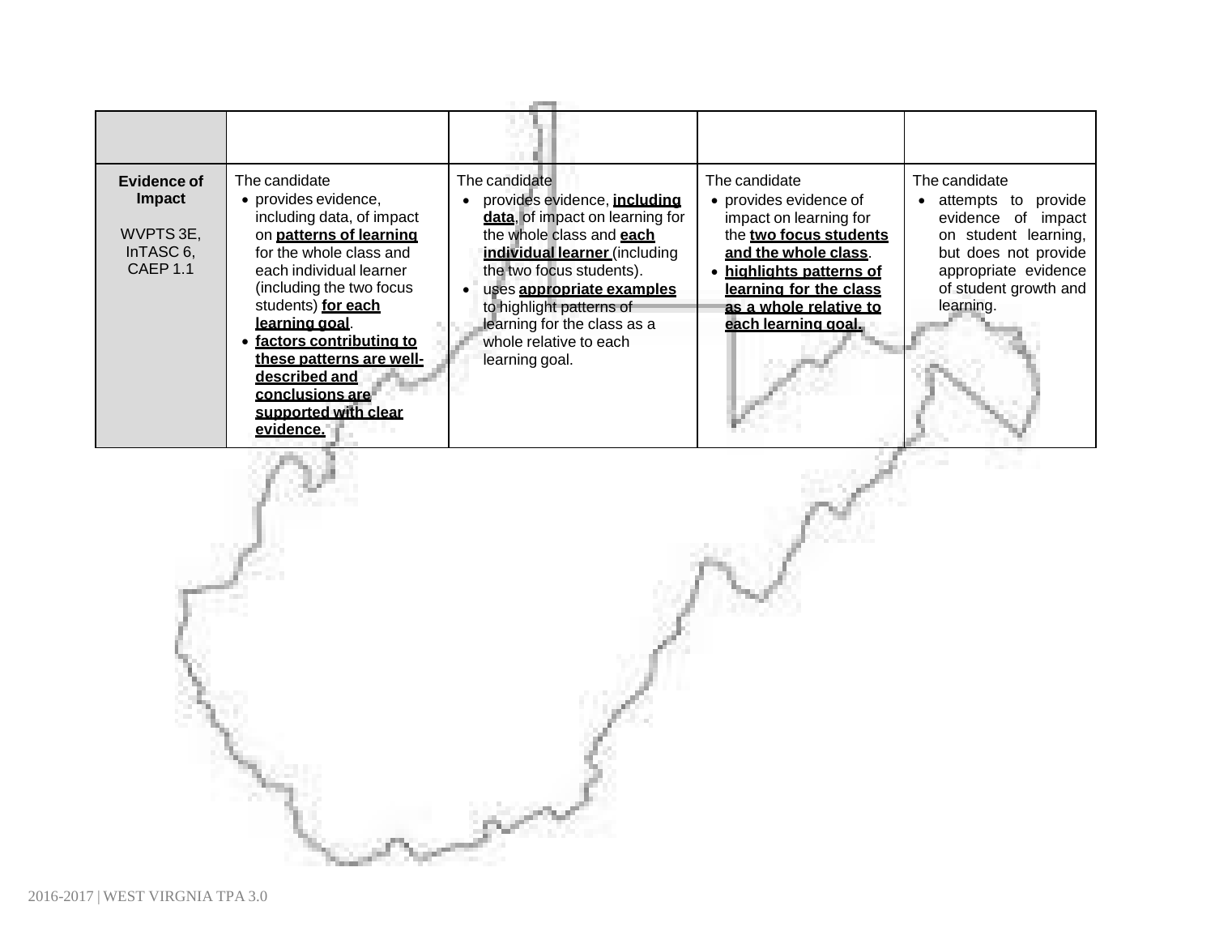| | | | | |
|---|---|---|---|---|
| **Evidence of Impact**<br><br>WVPTS 3E, InTASC 6, CAEP 1.1 | The candidate<br>• provides evidence, including data, of impact on **patterns of learning** for the whole class and each individual learner (including the two focus students) **for each learning goal**.<br>• **factors contributing to these patterns are well-described and conclusions are supported with clear evidence.** | The candidate<br>• provides evidence, **including data**, of impact on learning for the whole class and **each individual learner** (including the two focus students).<br>• uses **appropriate examples** to highlight patterns of learning for the class as a whole relative to each learning goal. | The candidate<br>• provides evidence of impact on learning for the **two focus students and the whole class**.<br>• **highlights patterns of learning for the class as a whole relative to each learning goal.** | The candidate<br>• attempts to provide evidence of impact on student learning, but does not provide appropriate evidence of student growth and learning. |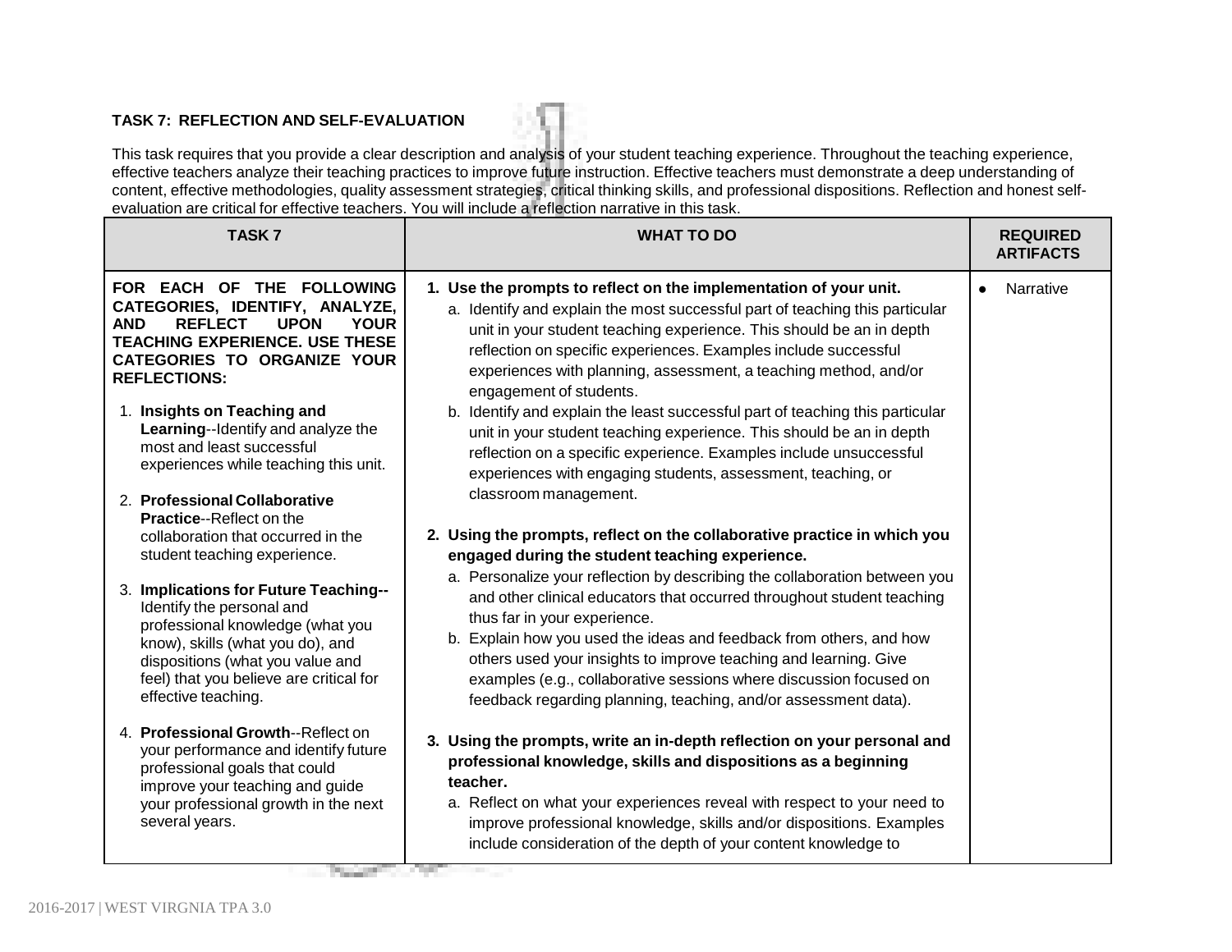**TASK 7: REFLECTION AND SELF-EVALUATION**

This task requires that you provide a clear description and analysis of your student teaching experience. Throughout the teaching experience, effective teachers analyze their teaching practices to improve future instruction. Effective teachers must demonstrate a deep understanding of content, effective methodologies, quality assessment strategies, critical thinking skills, and professional dispositions. Reflection and honest self-evaluation are critical for effective teachers. You will include a reflection narrative in this task.

| TASK 7 | WHAT TO DO | REQUIRED ARTIFACTS |
|---|---|---|
| **FOR EACH OF THE FOLLOWING CATEGORIES, IDENTIFY, ANALYZE, AND REFLECT UPON YOUR TEACHING EXPERIENCE. USE THESE CATEGORIES TO ORGANIZE YOUR REFLECTIONS:**<br><br>1. **Insights on Teaching and Learning**--Identify and analyze the most and least successful experiences while teaching this unit.<br><br>2. **Professional Collaborative Practice**--Reflect on the collaboration that occurred in the student teaching experience.<br><br>3. **Implications for Future Teaching--** Identify the personal and professional knowledge (what you know), skills (what you do), and dispositions (what you value and feel) that you believe are critical for effective teaching.<br><br>4. **Professional Growth**--Reflect on your performance and identify future professional goals that could improve your teaching and guide your professional growth in the next several years. | **1. Use the prompts to reflect on the implementation of your unit.**<br>a. Identify and explain the most successful part of teaching this particular unit in your student teaching experience. This should be an in depth reflection on specific experiences. Examples include successful experiences with planning, assessment, a teaching method, and/or engagement of students.<br>b. Identify and explain the least successful part of teaching this particular unit in your student teaching experience. This should be an in depth reflection on a specific experience. Examples include unsuccessful experiences with engaging students, assessment, teaching, or classroom management.<br><br>**2. Using the prompts, reflect on the collaborative practice in which you engaged during the student teaching experience.**<br>a. Personalize your reflection by describing the collaboration between you and other clinical educators that occurred throughout student teaching thus far in your experience.<br>b. Explain how you used the ideas and feedback from others, and how others used your insights to improve teaching and learning. Give examples (e.g., collaborative sessions where discussion focused on feedback regarding planning, teaching, and/or assessment data).<br><br>**3. Using the prompts, write an in-depth reflection on your personal and professional knowledge, skills and dispositions as a beginning teacher.**<br>a. Reflect on what your experiences reveal with respect to your need to improve professional knowledge, skills and/or dispositions. Examples include consideration of the depth of your content knowledge to | • Narrative |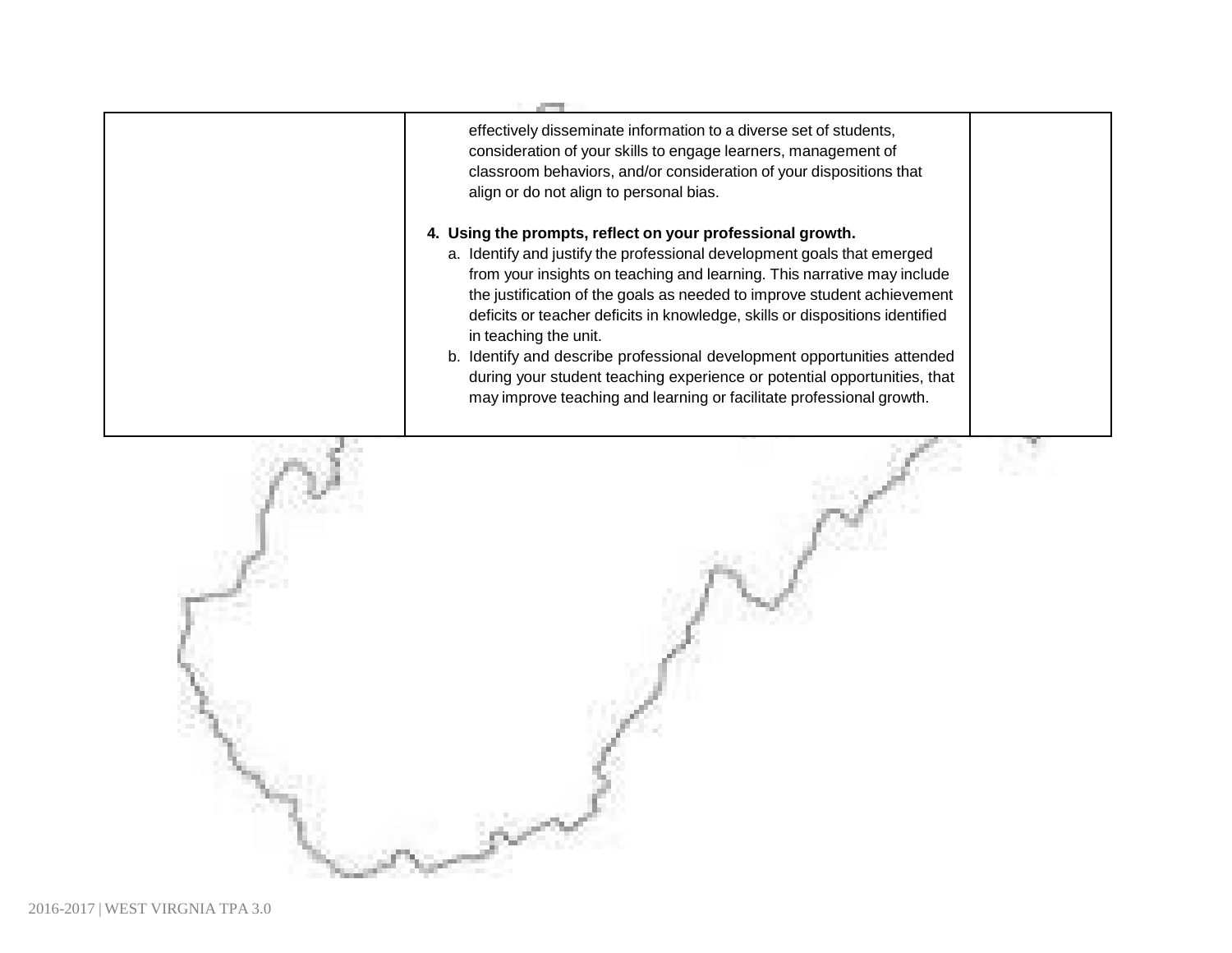|  | effectively disseminate information to a diverse set of students, consideration of your skills to engage learners, management of classroom behaviors, and/or consideration of your dispositions that align or do not align to personal bias.<br><br>**4. Using the prompts, reflect on your professional growth.**<br>a. Identify and justify the professional development goals that emerged from your insights on teaching and learning. This narrative may include the justification of the goals as needed to improve student achievement deficits or teacher deficits in knowledge, skills or dispositions identified in teaching the unit.<br>b. Identify and describe professional development opportunities attended during your student teaching experience or potential opportunities, that may improve teaching and learning or facilitate professional growth. |  |
|---|---|---|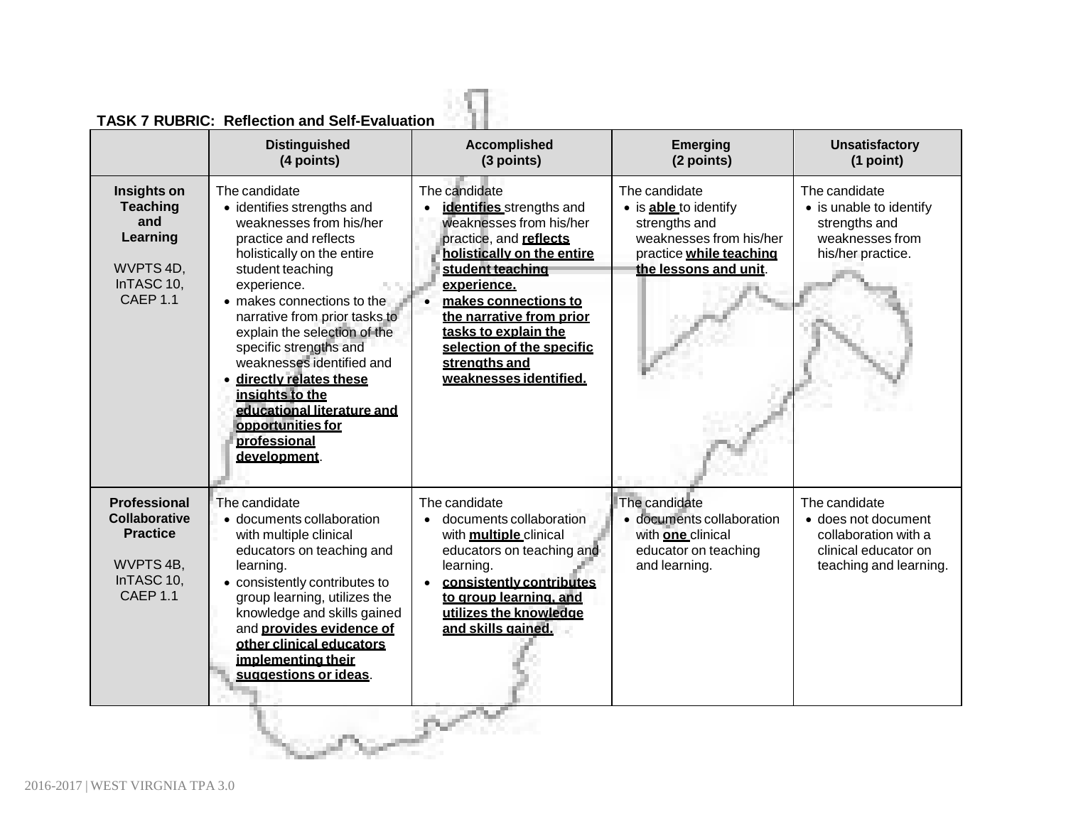**TASK 7 RUBRIC: Reflection and Self-Evaluation**

| | Distinguished (4 points) | Accomplished (3 points) | Emerging (2 points) | Unsatisfactory (1 point) |
|---|---|---|---|---|
| **Insights on Teaching and Learning**<br><br>WVPTS 4D, InTASC 10, CAEP 1.1 | The candidate<br>• identifies strengths and weaknesses from his/her practice and reflects holistically on the entire student teaching experience.<br>• makes connections to the narrative from prior tasks to explain the selection of the specific strengths and weaknesses identified and<br>• **directly relates these insights to the educational literature and opportunities for professional development**. | The candidate<br>• **identifies** strengths and weaknesses from his/her practice, and **reflects holistically on the entire student teaching experience.**<br>• **makes connections to the narrative from prior tasks to explain the selection of the specific strengths and weaknesses identified.** | The candidate<br>• is **able** to identify strengths and weaknesses from his/her practice **while teaching the lessons and unit**. | The candidate<br>• is unable to identify strengths and weaknesses from his/her practice. |
| **Professional Collaborative Practice**<br><br>WVPTS 4B, InTASC 10, CAEP 1.1 | The candidate<br>• documents collaboration with multiple clinical educators on teaching and learning.<br>• consistently contributes to group learning, utilizes the knowledge and skills gained and **provides evidence of other clinical educators implementing their suggestions or ideas**. | The candidate<br>• documents collaboration with **multiple** clinical educators on teaching and learning.<br>• **consistently contributes to group learning, and utilizes the knowledge and skills gained.** | The candidate<br>• documents collaboration with **one** clinical educator on teaching and learning. | The candidate<br>• does not document collaboration with a clinical educator on teaching and learning. |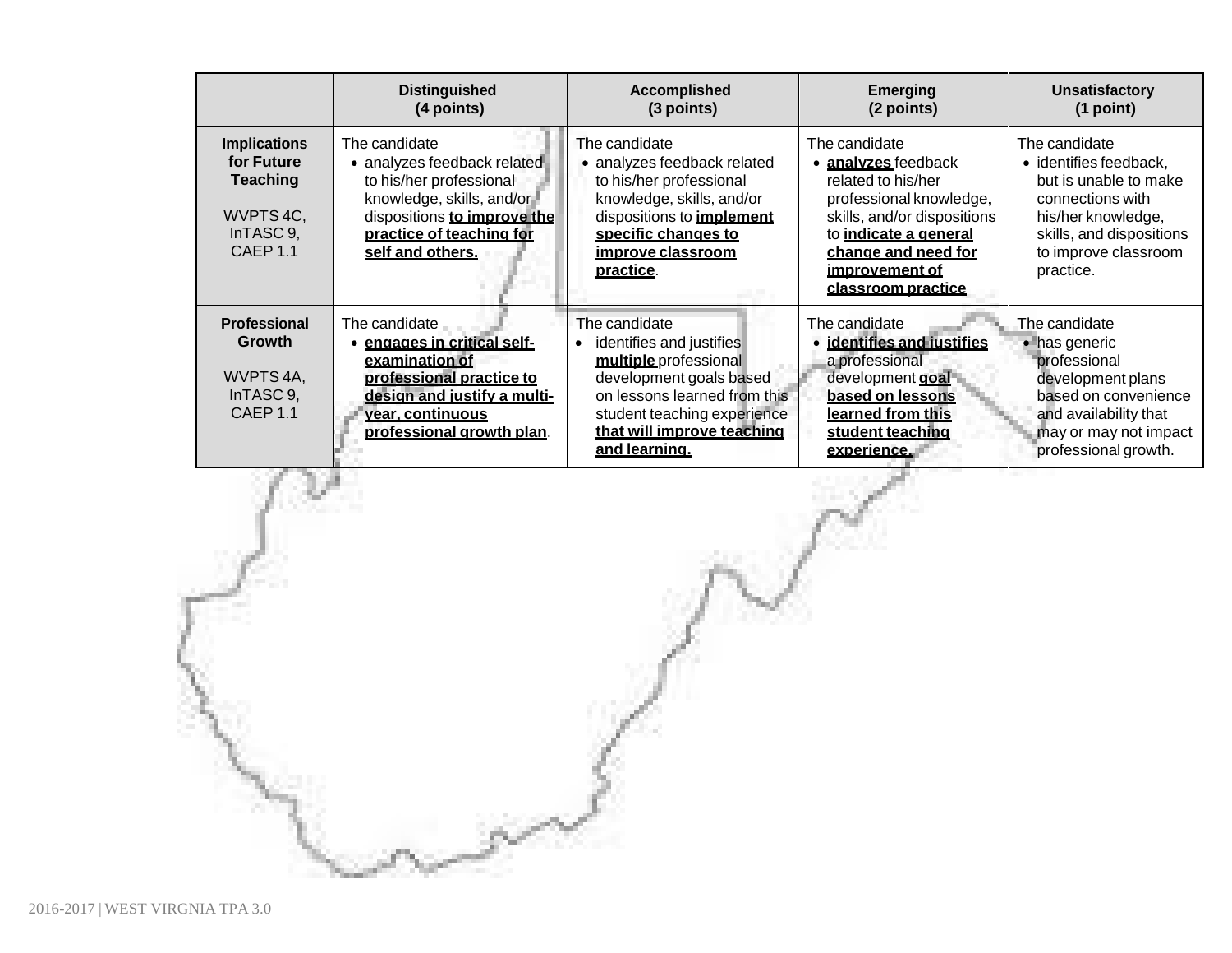| | Distinguished (4 points) | Accomplished (3 points) | Emerging (2 points) | Unsatisfactory (1 point) |
|---|---|---|---|---|
| **Implications for Future Teaching**<br><br>WVPTS 4C, InTASC 9, CAEP 1.1 | The candidate<br>• analyzes feedback related to his/her professional knowledge, skills, and/or dispositions **to improve the practice of teaching for self and others.** | The candidate<br>• analyzes feedback related to his/her professional knowledge, skills, and/or dispositions to **implement specific changes to improve classroom practice**. | The candidate<br>• **analyzes** feedback related to his/her professional knowledge, skills, and/or dispositions to **indicate a general change and need for improvement of classroom practice** | The candidate<br>• identifies feedback, but is unable to make connections with his/her knowledge, skills, and dispositions to improve classroom practice. |
| **Professional Growth**<br><br>WVPTS 4A, InTASC 9, CAEP 1.1 | The candidate<br>• **engages in critical self-examination of professional practice to design and justify a multi-year, continuous professional growth plan**. | The candidate<br>• identifies and justifies **multiple** professional development goals based on lessons learned from this student teaching experience **that will improve teaching and learning.** | The candidate<br>• **identifies and justifies** a professional development **goal based on lessons learned from this student teaching experience.** | The candidate<br>• has generic professional development plans based on convenience and availability that may or may not impact professional growth. |